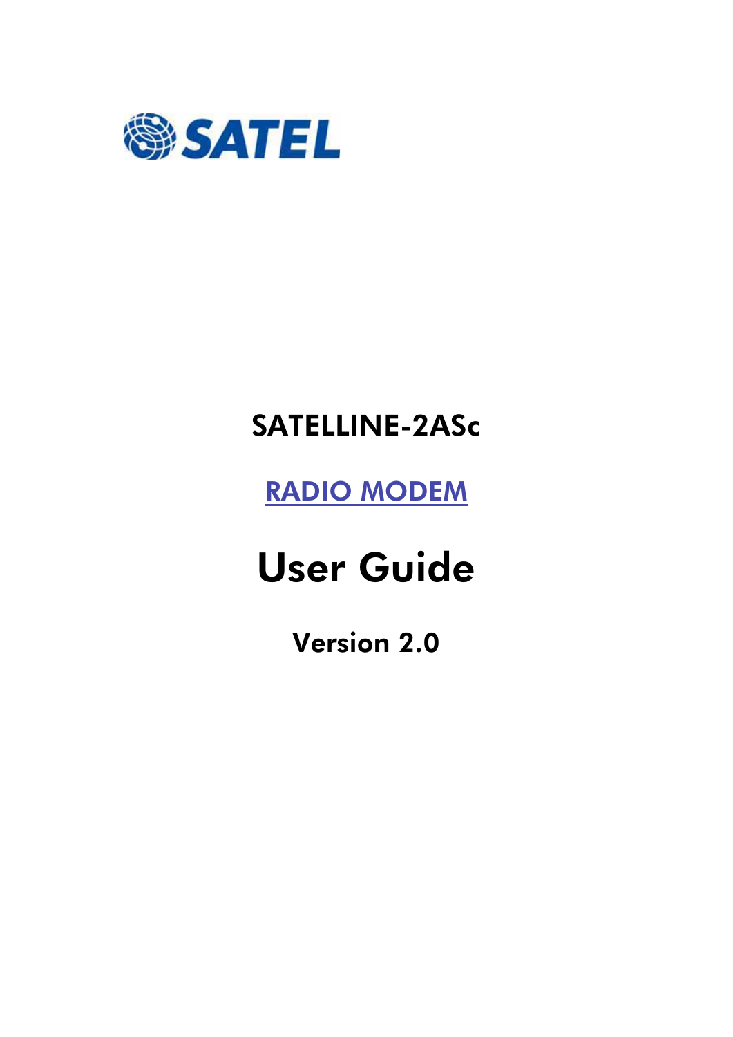SATEL

# SATELLINE-2ASc

RADIO MODEM

# User Guide

**Version 2.0**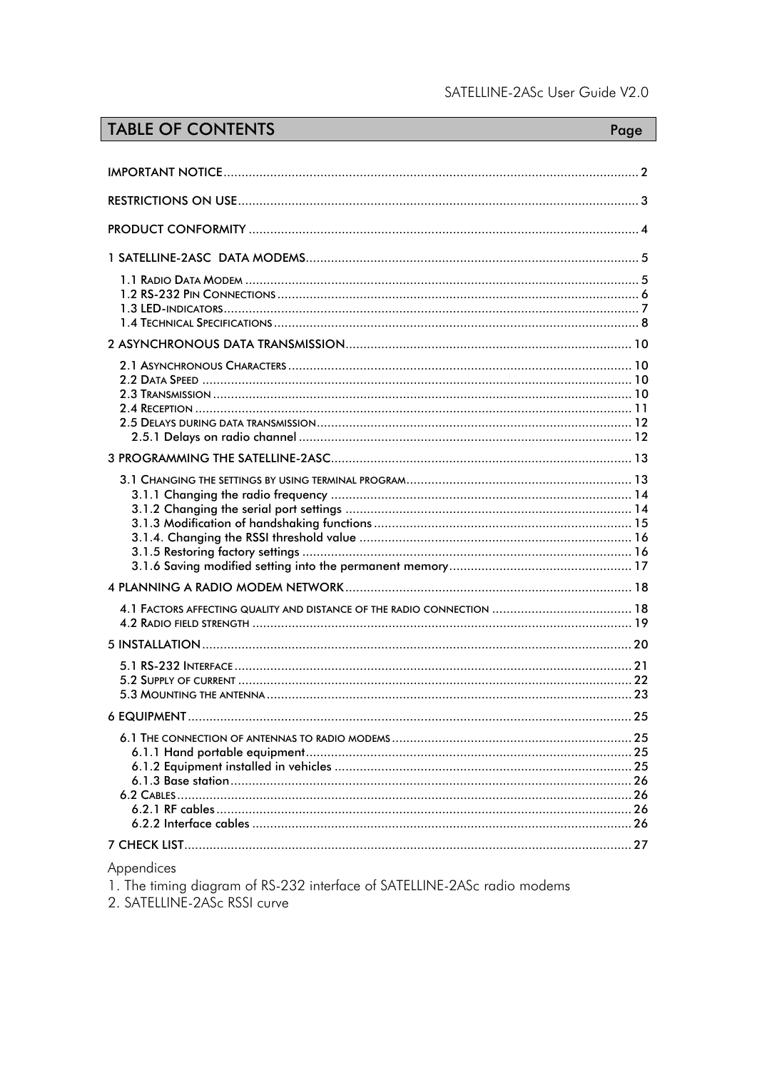## TABLE OF CONTENTS

| | Page |
|---|---|
| IMPORTANT NOTICE | 2 |
| RESTRICTIONS ON USE | 3 |
| PRODUCT CONFORMITY | 4 |
| 1 SATELLINE-2ASC DATA MODEMS | 5 |
| 1.1 Radio Data Modem | 5 |
| 1.2 RS-232 Pin Connections | 6 |
| 1.3 LED-indicators | 7 |
| 1.4 Technical Specifications | 8 |
| 2 ASYNCHRONOUS DATA TRANSMISSION | 10 |
| 2.1 Asynchronous Characters | 10 |
| 2.2 Data Speed | 10 |
| 2.3 Transmission | 10 |
| 2.4 Reception | 11 |
| 2.5 Delays during data transmission | 12 |
| 2.5.1 Delays on radio channel | 12 |
| 3 PROGRAMMING THE SATELLINE-2ASC | 13 |
| 3.1 Changing the settings by using terminal program | 13 |
| 3.1.1 Changing the radio frequency | 14 |
| 3.1.2 Changing the serial port settings | 14 |
| 3.1.3 Modification of handshaking functions | 15 |
| 3.1.4. Changing the RSSI threshold value | 16 |
| 3.1.5 Restoring factory settings | 16 |
| 3.1.6 Saving modified setting into the permanent memory | 17 |
| 4 PLANNING A RADIO MODEM NETWORK | 18 |
| 4.1 Factors affecting quality and distance of the radio connection | 18 |
| 4.2 Radio field strength | 19 |
| 5 INSTALLATION | 20 |
| 5.1 RS-232 Interface | 21 |
| 5.2 Supply of current | 22 |
| 5.3 Mounting the antenna | 23 |
| 6 EQUIPMENT | 25 |
| 6.1 The connection of antennas to radio modems | 25 |
| 6.1.1 Hand portable equipment | 25 |
| 6.1.2 Equipment installed in vehicles | 25 |
| 6.1.3 Base station | 26 |
| 6.2 Cables | 26 |
| 6.2.1 RF cables | 26 |
| 6.2.2 Interface cables | 26 |
| 7 CHECK LIST | 27 |

Appendices

1. The timing diagram of RS-232 interface of SATELLINE-2ASc radio modems
2. SATELLINE-2ASc RSSI curve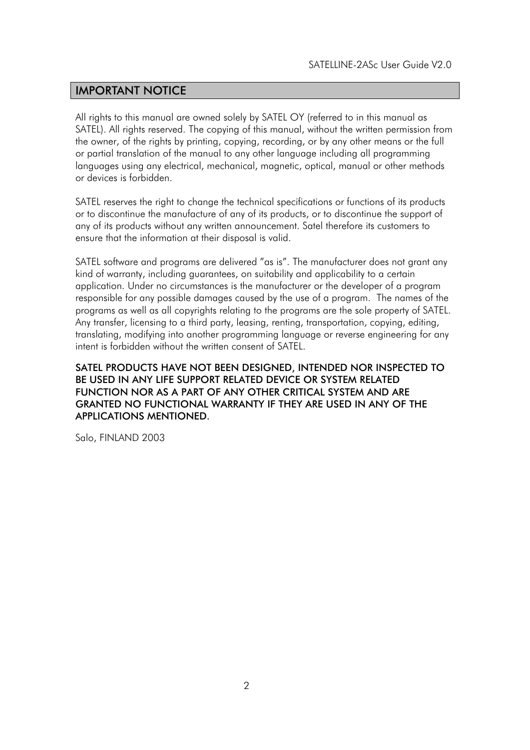## IMPORTANT NOTICE

All rights to this manual are owned solely by SATEL OY (referred to in this manual as SATEL). All rights reserved. The copying of this manual, without the written permission from the owner, of the rights by printing, copying, recording, or by any other means or the full or partial translation of the manual to any other language including all programming languages using any electrical, mechanical, magnetic, optical, manual or other methods or devices is forbidden.

SATEL reserves the right to change the technical specifications or functions of its products or to discontinue the manufacture of any of its products, or to discontinue the support of any of its products without any written announcement. Satel therefore its customers to ensure that the information at their disposal is valid.

SATEL software and programs are delivered "as is". The manufacturer does not grant any kind of warranty, including guarantees, on suitability and applicability to a certain application. Under no circumstances is the manufacturer or the developer of a program responsible for any possible damages caused by the use of a program. The names of the programs as well as all copyrights relating to the programs are the sole property of SATEL. Any transfer, licensing to a third party, leasing, renting, transportation, copying, editing, translating, modifying into another programming language or reverse engineering for any intent is forbidden without the written consent of SATEL.

**SATEL PRODUCTS HAVE NOT BEEN DESIGNED, INTENDED NOR INSPECTED TO BE USED IN ANY LIFE SUPPORT RELATED DEVICE OR SYSTEM RELATED FUNCTION NOR AS A PART OF ANY OTHER CRITICAL SYSTEM AND ARE GRANTED NO FUNCTIONAL WARRANTY IF THEY ARE USED IN ANY OF THE APPLICATIONS MENTIONED.**

Salo, FINLAND 2003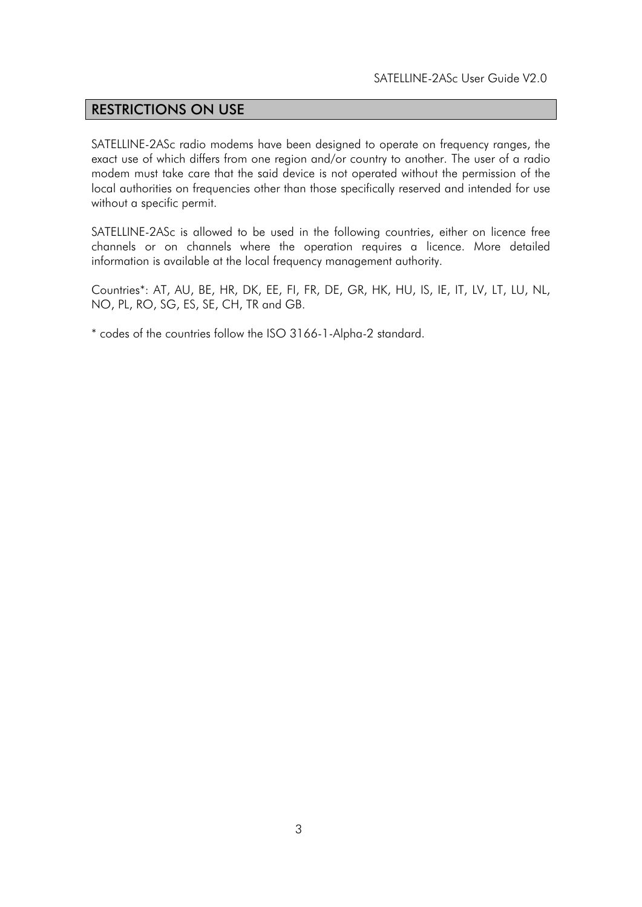## RESTRICTIONS ON USE

SATELLINE-2ASc radio modems have been designed to operate on frequency ranges, the exact use of which differs from one region and/or country to another. The user of a radio modem must take care that the said device is not operated without the permission of the local authorities on frequencies other than those specifically reserved and intended for use without a specific permit.

SATELLINE-2ASc is allowed to be used in the following countries, either on licence free channels or on channels where the operation requires a licence. More detailed information is available at the local frequency management authority.

Countries*: AT, AU, BE, HR, DK, EE, FI, FR, DE, GR, HK, HU, IS, IE, IT, LV, LT, LU, NL, NO, PL, RO, SG, ES, SE, CH, TR and GB.

* codes of the countries follow the ISO 3166-1-Alpha-2 standard.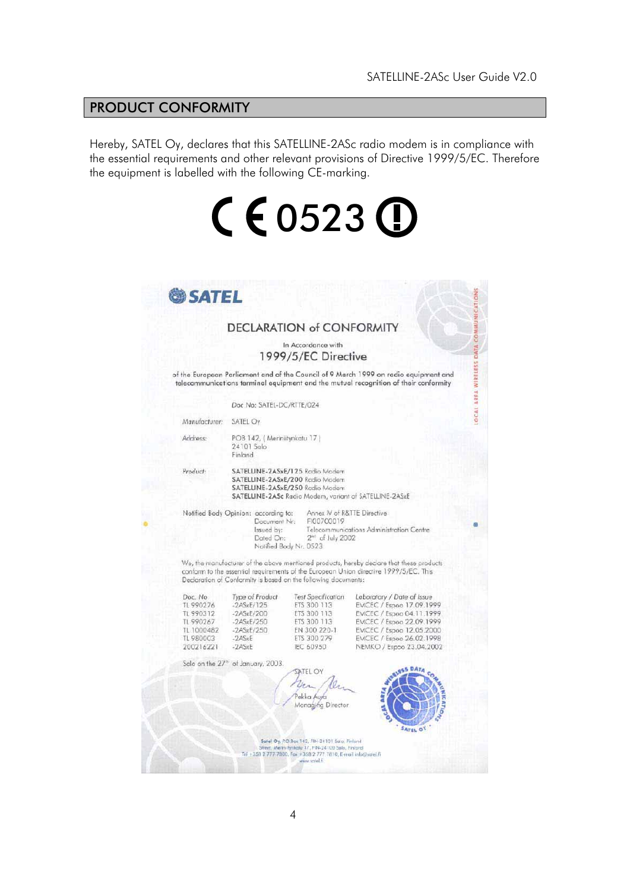## PRODUCT CONFORMITY

Hereby, SATEL Oy, declares that this SATELLINE-2ASc radio modem is in compliance with the essential requirements and other relevant provisions of Directive 1999/5/EC. Therefore the equipment is labelled with the following CE-marking.

CE 0523 ⓘ

SATEL

### DECLARATION of CONFORMITY

In Accordance with

1999/5/EC Directive

of the European Parliament and of the Council of 9 March 1999 on radio equipment and telecommunications terminal equipment and the mutual recognition of their conformity

Doc No: SATEL-DC/RTTE/024

Manufacturer: SATEL Oy

Address: POB 142, ( Meriniitynkatu 17 )
24101 Salo
Finland

Product: SATELLINE-2ASxE/125 Radio Modem
SATELLINE-2ASxE/200 Radio Modem
SATELLINE-2ASxE/250 Radio Modem
SATELLINE-2ASc Radio Modem, variant of SATELLINE-2ASxE

Notified Body Opinion: according to: Annex IV of R&TTE Directive
Document Nr: FI007C0019
Issued by: Telecommunications Administration Centre
Dated On: 2nd of July 2002
Notified Body Nr. 0523

We, the manufacturer of the above mentioned products, hereby declare that these products conform to the essential requirements of the European Union directive 1999/5/EC. This Declaration of Conformity is based on the following documents:

| Doc. No | Type of Product | Test Specification | Laboratory / Date of Issue |
| --- | --- | --- | --- |
| TL 990276 | -2ASxE/125 | ETS 300 113 | EMCEC / Espoo 17.09.1999 |
| TL 990312 | -2ASxE/200 | ETS 300 113 | EMCEC / Espoo 04.11.1999 |
| TL 990267 | -2ASxE/250 | ETS 300 113 | EMCEC / Espoo 22.09.1999 |
| TL 1000482 | -2ASxE/250 | EN 300 220-1 | EMCEC / Espoo 12.05.2000 |
| TL 980003 | -2ASxE | ETS 300 279 | EMCEC / Espoo 26.02.1998 |
| 200216221 | -2ASxE | IEC 60950 | NEMKO / Espoo 23.04.2002 |

Salo on the 27th of January, 2003.

SATEL OY

Pekka Ayra
Managing Director

Satel Oy, P.O.Box 142, FIN-24101 Salo, Finland
Street: Meriniitynkatu 17, FIN-24100 Salo, Finland
Tel +358 2 777 7800, Fax +358 2 777 7810, E-mail info@satel.fi
www.satel.fi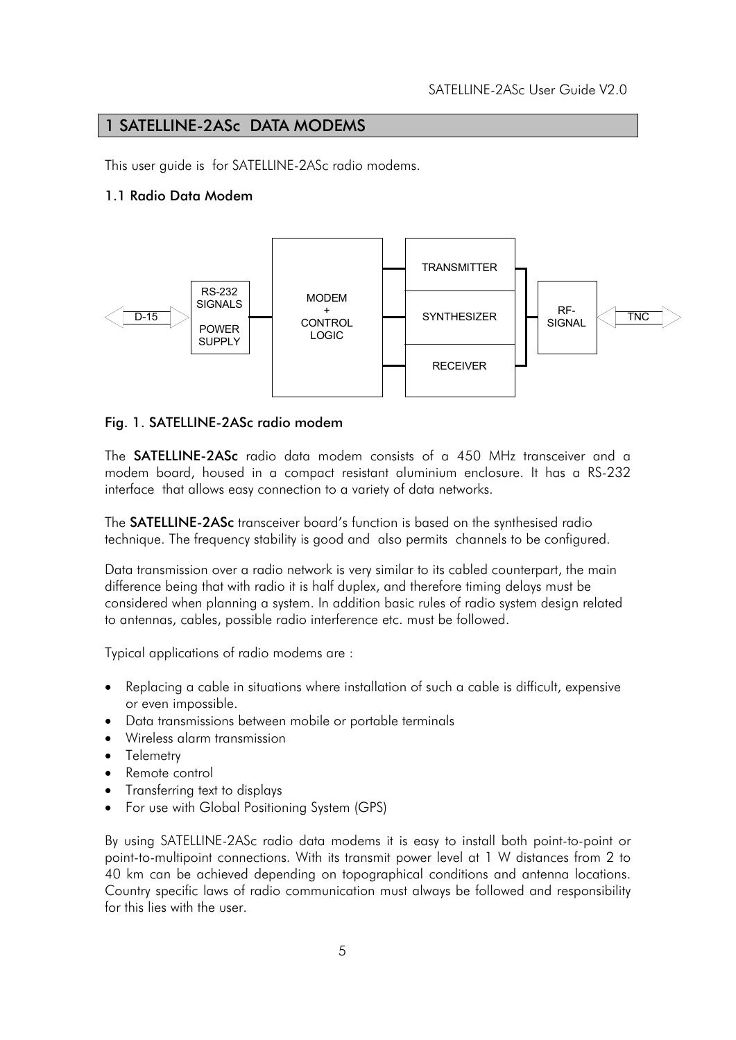# 1 SATELLINE-2ASc DATA MODEMS

This user guide is for SATELLINE-2ASc radio modems.

## 1.1 Radio Data Modem

D-15 | RS-232 SIGNALS / POWER SUPPLY | MODEM + CONTROL LOGIC | TRANSMITTER / SYNTHESIZER / RECEIVER | RF-SIGNAL | TNC

**Fig. 1. SATELLINE-2ASc radio modem**

The **SATELLINE-2ASc** radio data modem consists of a 450 MHz transceiver and a modem board, housed in a compact resistant aluminium enclosure. It has a RS-232 interface that allows easy connection to a variety of data networks.

The **SATELLINE-2ASc** transceiver board's function is based on the synthesised radio technique. The frequency stability is good and also permits channels to be configured.

Data transmission over a radio network is very similar to its cabled counterpart, the main difference being that with radio it is half duplex, and therefore timing delays must be considered when planning a system. In addition basic rules of radio system design related to antennas, cables, possible radio interference etc. must be followed.

Typical applications of radio modems are :

- Replacing a cable in situations where installation of such a cable is difficult, expensive or even impossible.
- Data transmissions between mobile or portable terminals
- Wireless alarm transmission
- Telemetry
- Remote control
- Transferring text to displays
- For use with Global Positioning System (GPS)

By using SATELLINE-2ASc radio data modems it is easy to install both point-to-point or point-to-multipoint connections. With its transmit power level at 1 W distances from 2 to 40 km can be achieved depending on topographical conditions and antenna locations. Country specific laws of radio communication must always be followed and responsibility for this lies with the user.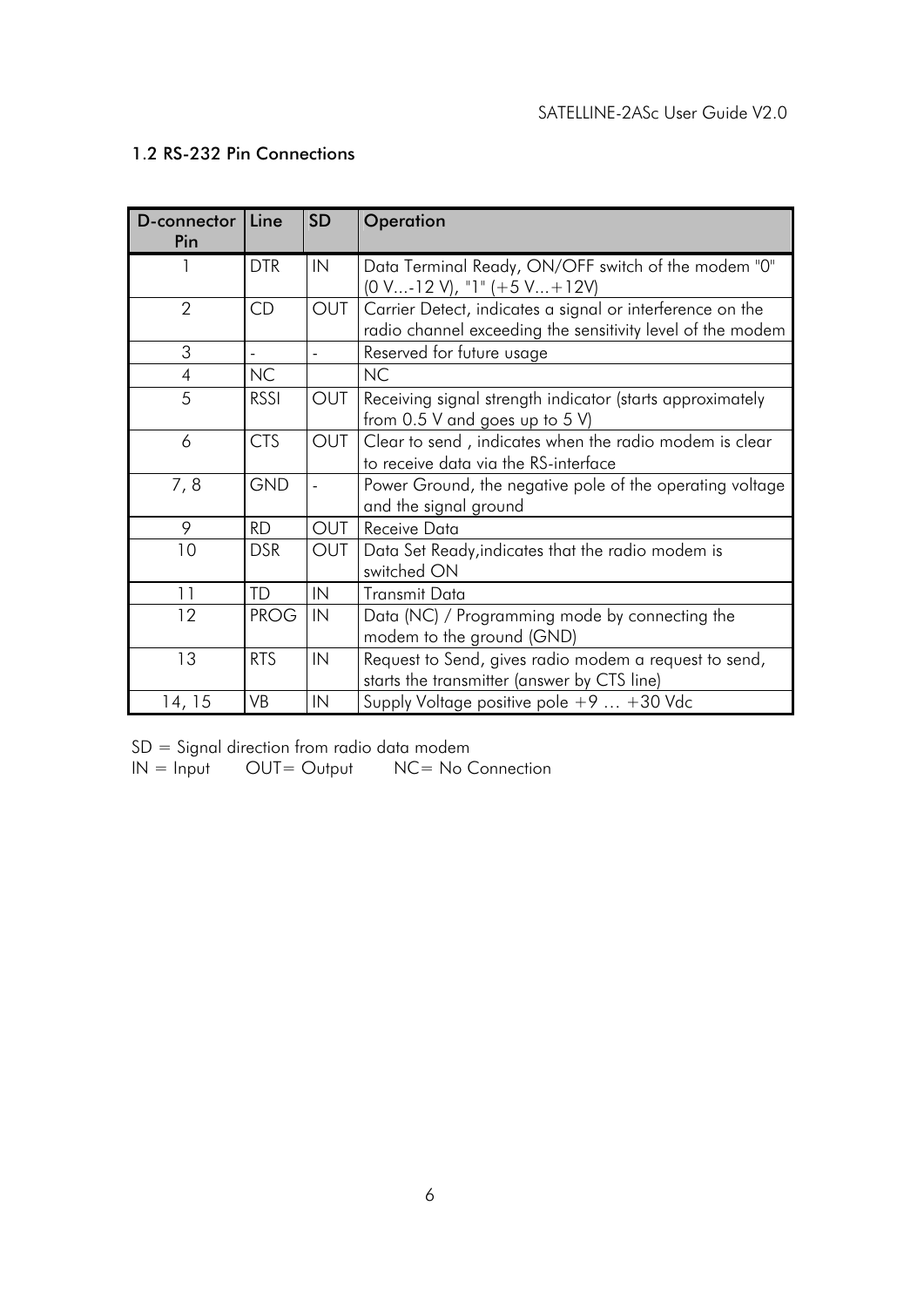## 1.2 RS-232 Pin Connections

| D-connector Pin | Line | SD | Operation |
|---|---|---|---|
| 1 | DTR | IN | Data Terminal Ready, ON/OFF switch of the modem "0" (0 V...-12 V), "1" (+5 V...+12V) |
| 2 | CD | OUT | Carrier Detect, indicates a signal or interference on the radio channel exceeding the sensitivity level of the modem |
| 3 | - | - | Reserved for future usage |
| 4 | NC | | NC |
| 5 | RSSI | OUT | Receiving signal strength indicator (starts approximately from 0.5 V and goes up to 5 V) |
| 6 | CTS | OUT | Clear to send , indicates when the radio modem is clear to receive data via the RS-interface |
| 7, 8 | GND | - | Power Ground, the negative pole of the operating voltage and the signal ground |
| 9 | RD | OUT | Receive Data |
| 10 | DSR | OUT | Data Set Ready,indicates that the radio modem is switched ON |
| 11 | TD | IN | Transmit Data |
| 12 | PROG | IN | Data (NC) / Programming mode by connecting the modem to the ground (GND) |
| 13 | RTS | IN | Request to Send, gives radio modem a request to send, starts the transmitter (answer by CTS line) |
| 14, 15 | VB | IN | Supply Voltage positive pole +9 … +30 Vdc |

SD = Signal direction from radio data modem
IN = Input  OUT= Output  NC= No Connection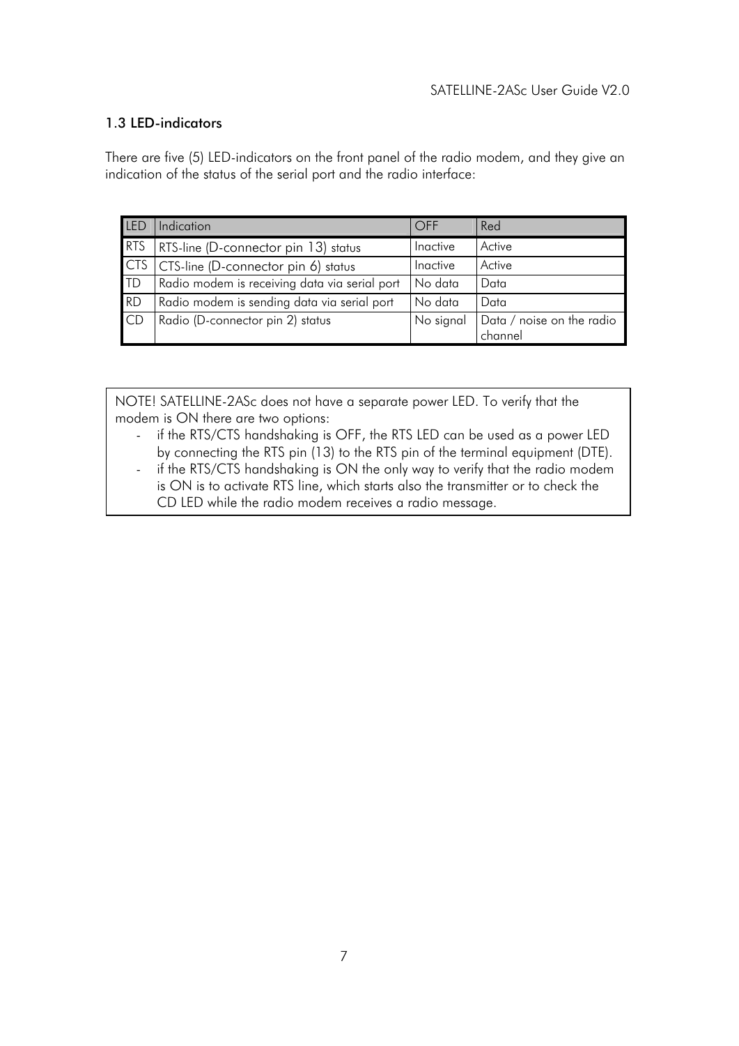### 1.3 LED-indicators

There are five (5) LED-indicators on the front panel of the radio modem, and they give an indication of the status of the serial port and the radio interface:

| LED | Indication | OFF | Red |
|---|---|---|---|
| RTS | RTS-line (D-connector pin 13) status | Inactive | Active |
| CTS | CTS-line (D-connector pin 6) status | Inactive | Active |
| TD | Radio modem is receiving data via serial port | No data | Data |
| RD | Radio modem is sending data via serial port | No data | Data |
| CD | Radio (D-connector pin 2) status | No signal | Data / noise on the radio channel |

NOTE! SATELLINE-2ASc does not have a separate power LED. To verify that the modem is ON there are two options:

- if the RTS/CTS handshaking is OFF, the RTS LED can be used as a power LED by connecting the RTS pin (13) to the RTS pin of the terminal equipment (DTE).
- if the RTS/CTS handshaking is ON the only way to verify that the radio modem is ON is to activate RTS line, which starts also the transmitter or to check the CD LED while the radio modem receives a radio message.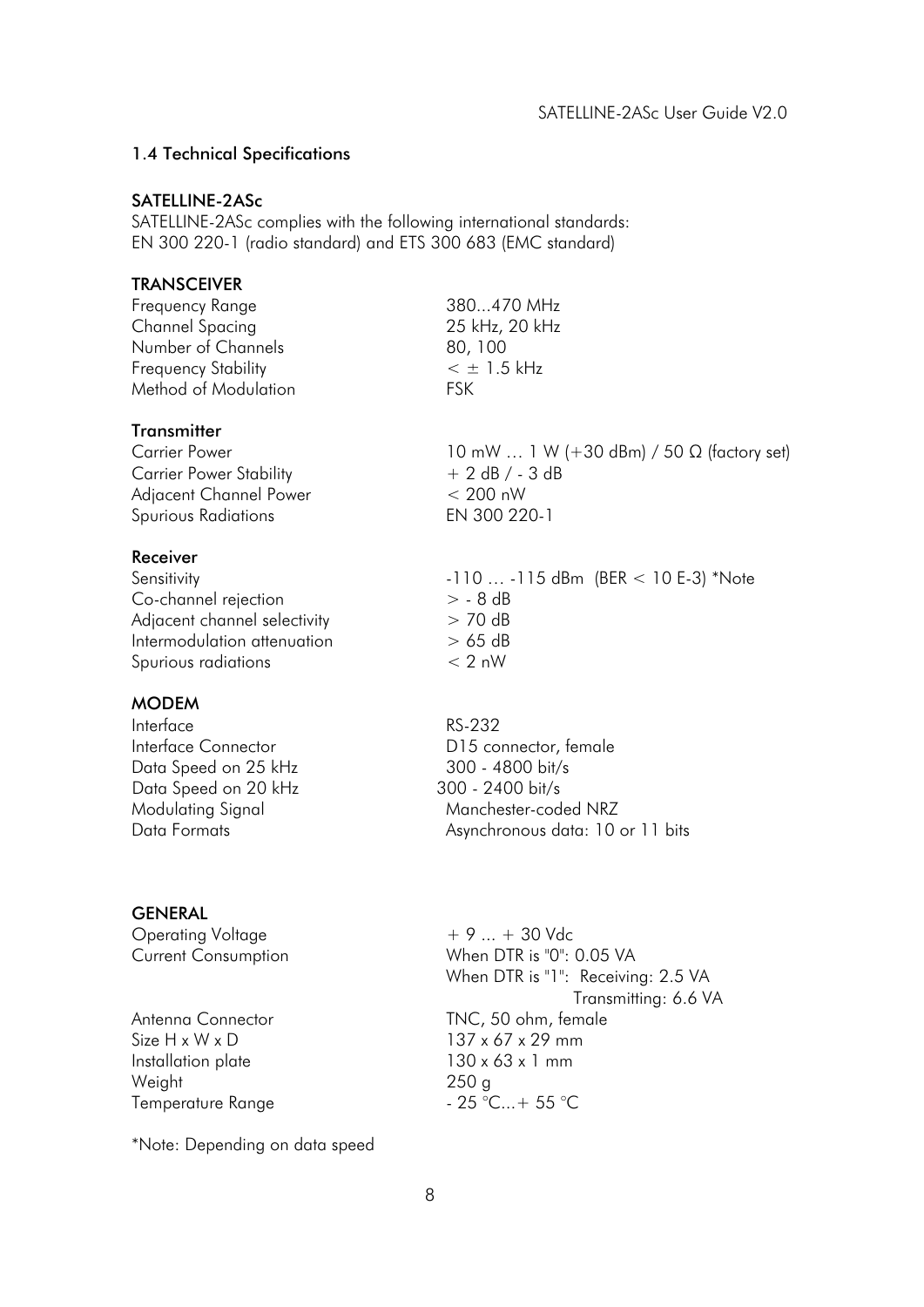## 1.4 Technical Specifications

### SATELLINE-2ASc

SATELLINE-2ASc complies with the following international standards:
EN 300 220-1 (radio standard) and ETS 300 683 (EMC standard)

**TRANSCEIVER**

| | |
|---|---|
| Frequency Range | 380...470 MHz |
| Channel Spacing | 25 kHz, 20 kHz |
| Number of Channels | 80, 100 |
| Frequency Stability | < ± 1.5 kHz |
| Method of Modulation | FSK |

**Transmitter**

| | |
|---|---|
| Carrier Power | 10 mW … 1 W (+30 dBm) / 50 Ω (factory set) |
| Carrier Power Stability | + 2 dB / - 3 dB |
| Adjacent Channel Power | < 200 nW |
| Spurious Radiations | EN 300 220-1 |

**Receiver**

| | |
|---|---|
| Sensitivity | -110 … -115 dBm (BER < 10 E-3) *Note |
| Co-channel rejection | > - 8 dB |
| Adjacent channel selectivity | > 70 dB |
| Intermodulation attenuation | > 65 dB |
| Spurious radiations | < 2 nW |

**MODEM**

| | |
|---|---|
| Interface | RS-232 |
| Interface Connector | D15 connector, female |
| Data Speed on 25 kHz | 300 - 4800 bit/s |
| Data Speed on 20 kHz | 300 - 2400 bit/s |
| Modulating Signal | Manchester-coded NRZ |
| Data Formats | Asynchronous data: 10 or 11 bits |

**GENERAL**

| | |
|---|---|
| Operating Voltage | + 9 ... + 30 Vdc |
| Current Consumption | When DTR is "0": 0.05 VA<br>When DTR is "1": Receiving: 2.5 VA<br>Transmitting: 6.6 VA |
| Antenna Connector | TNC, 50 ohm, female |
| Size H x W x D | 137 x 67 x 29 mm |
| Installation plate | 130 x 63 x 1 mm |
| Weight | 250 g |
| Temperature Range | - 25 °C...+ 55 °C |

*Note: Depending on data speed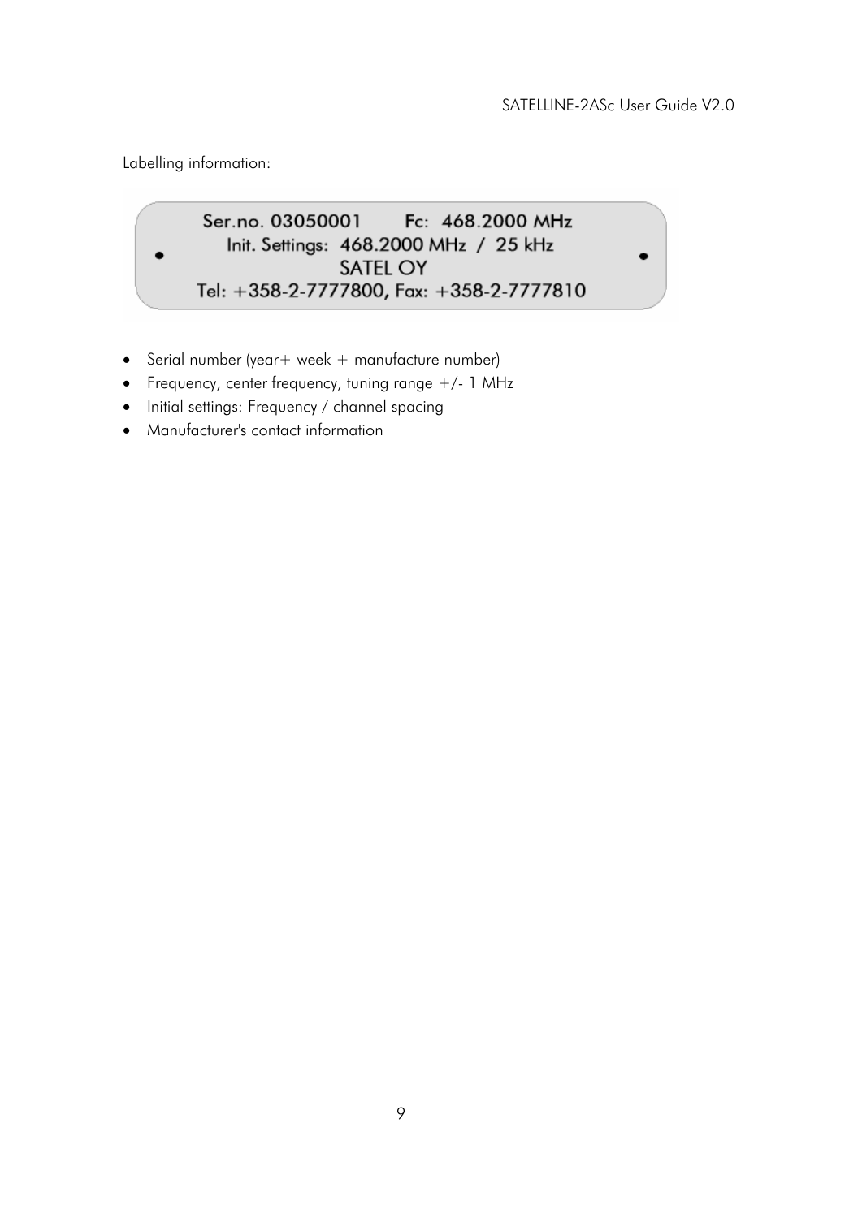Labelling information:

Ser.no. 03050001 Fc: 468.2000 MHz
Init. Settings: 468.2000 MHz / 25 kHz
SATEL OY
Tel: +358-2-7777800, Fax: +358-2-7777810

- Serial number (year+ week + manufacture number)
- Frequency, center frequency, tuning range +/- 1 MHz
- Initial settings: Frequency / channel spacing
- Manufacturer's contact information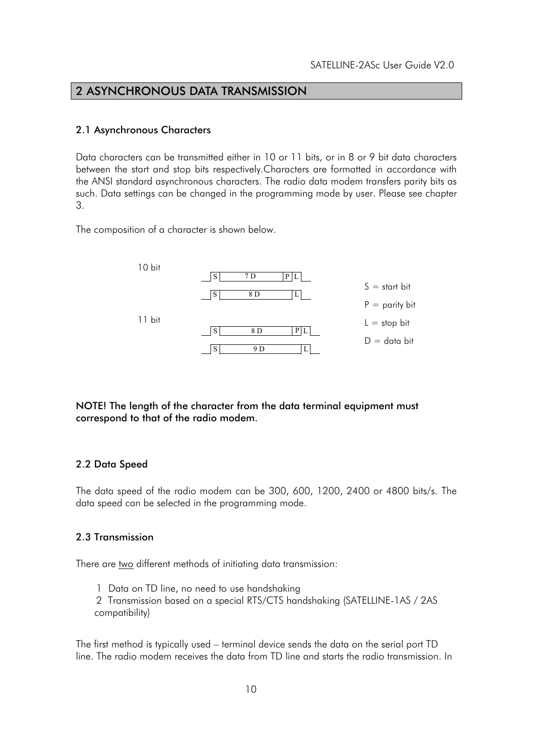## 2 ASYNCHRONOUS DATA TRANSMISSION

### 2.1 Asynchronous Characters

Data characters can be transmitted either in 10 or 11 bits, or in 8 or 9 bit data characters between the start and stop bits respectively.Characters are formatted in accordance with the ANSI standard asynchronous characters. The radio data modem transfers parity bits as such. Data settings can be changed in the programming mode by user. Please see chapter 3.

The composition of a character is shown below.

10 bit

| S | 7 D | P | L |
|---|---|---|---|

| S | 8 D | L |
|---|---|---|

11 bit

| S | 8 D | P | L |
|---|---|---|---|

| S | 9 D | L |
|---|---|---|

S = start bit

P = parity bit

L = stop bit

D = data bit

**NOTE! The length of the character from the data terminal equipment must correspond to that of the radio modem.**

### 2.2 Data Speed

The data speed of the radio modem can be 300, 600, 1200, 2400 or 4800 bits/s. The data speed can be selected in the programming mode.

### 2.3 Transmission

There are two different methods of initiating data transmission:

1 Data on TD line, no need to use handshaking

2 Transmission based on a special RTS/CTS handshaking (SATELLINE-1AS / 2AS compatibility)

The first method is typically used – terminal device sends the data on the serial port TD line. The radio modem receives the data from TD line and starts the radio transmission. In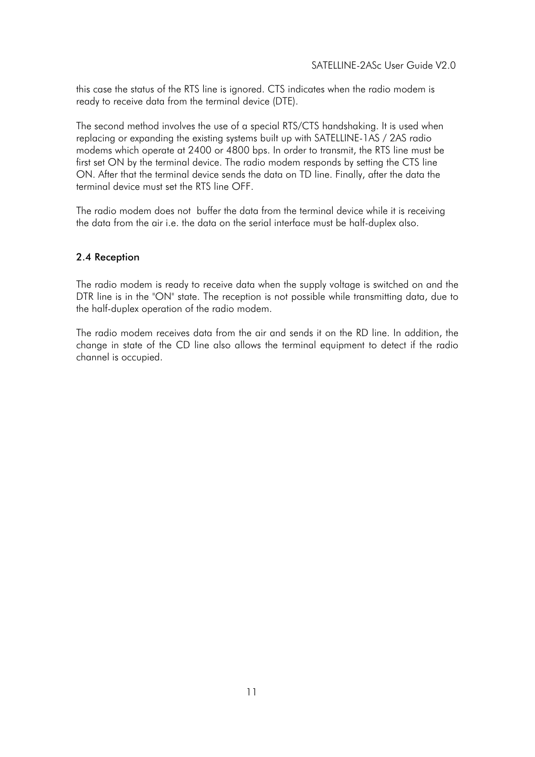this case the status of the RTS line is ignored. CTS indicates when the radio modem is ready to receive data from the terminal device (DTE).

The second method involves the use of a special RTS/CTS handshaking. It is used when replacing or expanding the existing systems built up with SATELLINE-1AS / 2AS radio modems which operate at 2400 or 4800 bps. In order to transmit, the RTS line must be first set ON by the terminal device. The radio modem responds by setting the CTS line ON. After that the terminal device sends the data on TD line. Finally, after the data the terminal device must set the RTS line OFF.

The radio modem does not  buffer the data from the terminal device while it is receiving the data from the air i.e. the data on the serial interface must be half-duplex also.

### 2.4 Reception

The radio modem is ready to receive data when the supply voltage is switched on and the DTR line is in the "ON" state. The reception is not possible while transmitting data, due to the half-duplex operation of the radio modem.

The radio modem receives data from the air and sends it on the RD line. In addition, the change in state of the CD line also allows the terminal equipment to detect if the radio channel is occupied.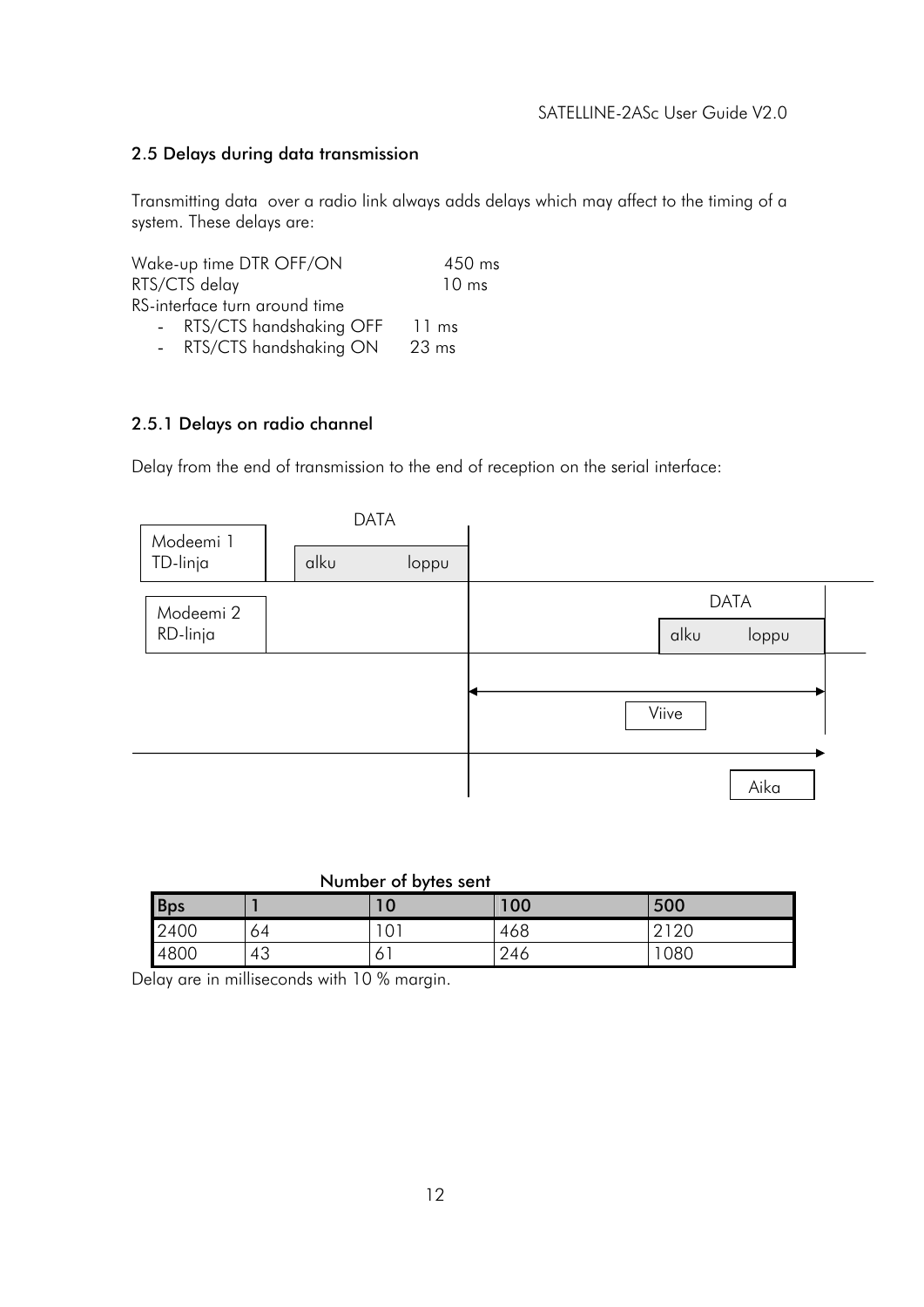## 2.5 Delays during data transmission

Transmitting data over a radio link always adds delays which may affect to the timing of a system. These delays are:

Wake-up time DTR OFF/ON 450 ms
RTS/CTS delay 10 ms
RS-interface turn around time

- RTS/CTS handshaking OFF 11 ms
- RTS/CTS handshaking ON 23 ms

### 2.5.1 Delays on radio channel

Delay from the end of transmission to the end of reception on the serial interface:

DATA

Modeemi 1
TD-linja

alku loppu

Modeemi 2
RD-linja

DATA

alku loppu

Viive

Aika

Number of bytes sent

| Bps | 1 | 10 | 100 | 500 |
|---|---|---|---|---|
| 2400 | 64 | 101 | 468 | 2120 |
| 4800 | 43 | 61 | 246 | 1080 |

Delay are in milliseconds with 10 % margin.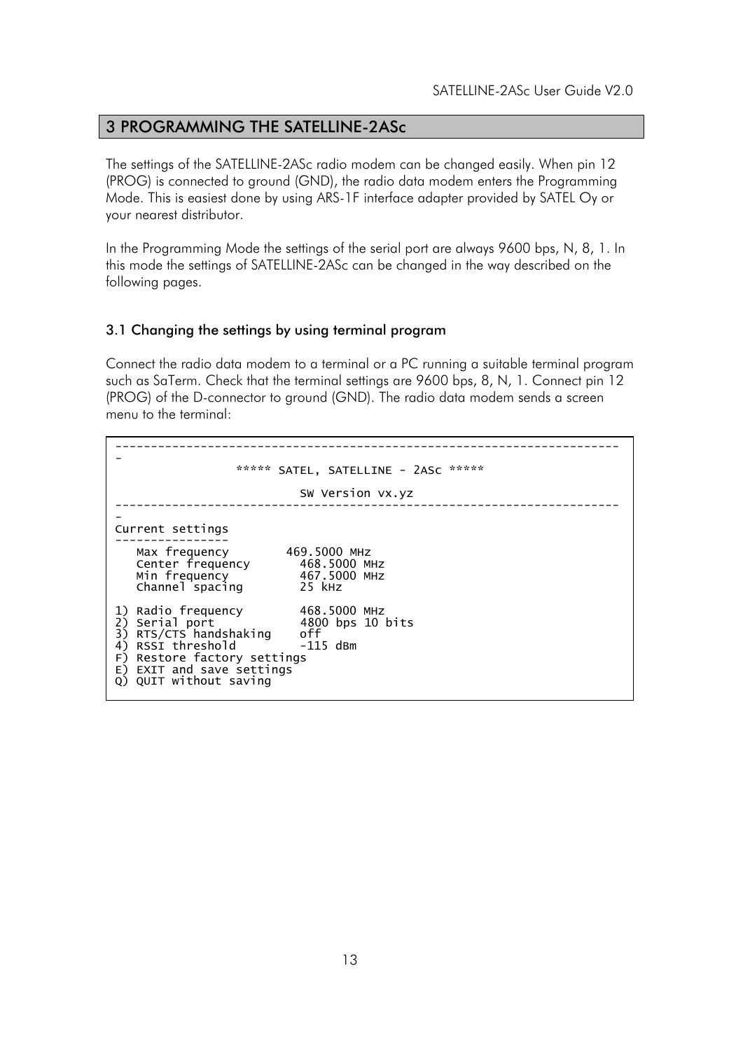# 3 PROGRAMMING THE SATELLINE-2ASc

The settings of the SATELLINE-2ASc radio modem can be changed easily. When pin 12 (PROG) is connected to ground (GND), the radio data modem enters the Programming Mode. This is easiest done by using ARS-1F interface adapter provided by SATEL Oy or your nearest distributor.

In the Programming Mode the settings of the serial port are always 9600 bps, N, 8, 1. In this mode the settings of SATELLINE-2ASc can be changed in the way described on the following pages.

## 3.1 Changing the settings by using terminal program

Connect the radio data modem to a terminal or a PC running a suitable terminal program such as SaTerm. Check that the terminal settings are 9600 bps, 8, N, 1. Connect pin 12 (PROG) of the D-connector to ground (GND). The radio data modem sends a screen menu to the terminal:

```
----------------------------------------------------------------------
-
                 ***** SATEL, SATELLINE - 2ASc *****

                          SW Version vx.yz
----------------------------------------------------------------------
-
Current settings
----------------
   Max frequency        469.5000 MHz
   Center frequency       468.5000 MHz
   Min frequency          467.5000 MHz
   Channel spacing        25 kHz

1) Radio frequency        468.5000 MHz
2) Serial port            4800 bps 10 bits
3) RTS/CTS handshaking    off
4) RSSI threshold         -115 dBm
F) Restore factory settings
E) EXIT and save settings
Q) QUIT without saving
```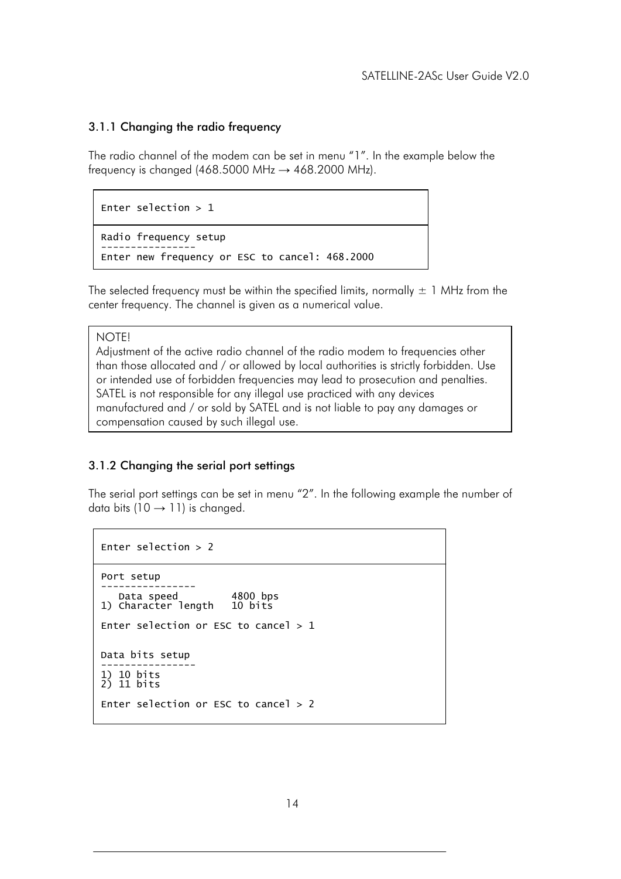### 3.1.1 Changing the radio frequency

The radio channel of the modem can be set in menu "1". In the example below the frequency is changed (468.5000 MHz → 468.2000 MHz).

```
Enter selection > 1

Radio frequency setup
----------------
Enter new frequency or ESC to cancel: 468.2000
```

The selected frequency must be within the specified limits, normally ± 1 MHz from the center frequency. The channel is given as a numerical value.

> NOTE!
> Adjustment of the active radio channel of the radio modem to frequencies other than those allocated and / or allowed by local authorities is strictly forbidden. Use or intended use of forbidden frequencies may lead to prosecution and penalties. SATEL is not responsible for any illegal use practiced with any devices manufactured and / or sold by SATEL and is not liable to pay any damages or compensation caused by such illegal use.

### 3.1.2 Changing the serial port settings

The serial port settings can be set in menu "2". In the following example the number of data bits (10 → 11) is changed.

```
Enter selection > 2

Port setup
----------------
   Data speed         4800 bps
1) Character length   10 bits

Enter selection or ESC to cancel > 1


Data bits setup
----------------
1) 10 bits
2) 11 bits

Enter selection or ESC to cancel > 2
```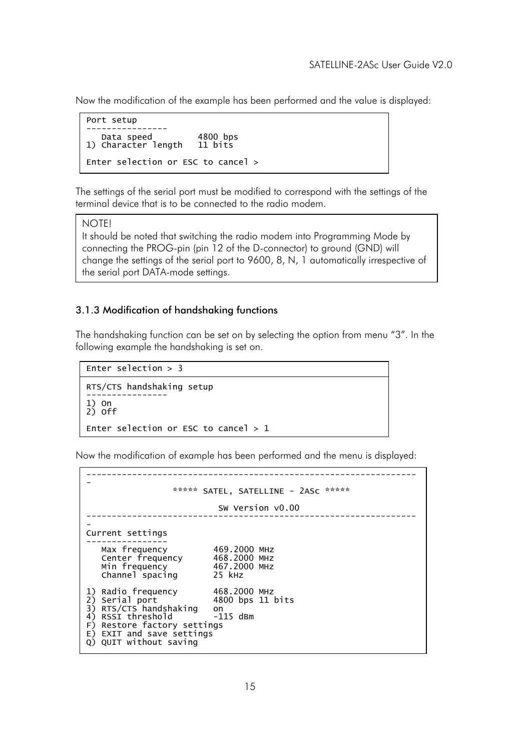Now the modification of the example has been performed and the value is displayed:

```
Port setup
----------------
   Data speed         4800 bps
1) Character length   11 bits

Enter selection or ESC to cancel >
```

The settings of the serial port must be modified to correspond with the settings of the terminal device that is to be connected to the radio modem.

NOTE!
It should be noted that switching the radio modem into Programming Mode by connecting the PROG-pin (pin 12 of the D-connector) to ground (GND) will change the settings of the serial port to 9600, 8, N, 1 automatically irrespective of the serial port DATA-mode settings.

### 3.1.3 Modification of handshaking functions

The handshaking function can be set on by selecting the option from menu "3". In the following example the handshaking is set on.

```
Enter selection > 3

RTS/CTS handshaking setup
----------------
1) On
2) Off

Enter selection or ESC to cancel > 1
```

Now the modification of example has been performed and the menu is displayed:

```
----------------------------------------------------------------
-
                 ***** SATEL, SATELLINE - 2ASc *****

                          SW Version v0.00
----------------------------------------------------------------
-
Current settings
----------------
   Max frequency        469.2000 MHz
   Center frequency     468.2000 MHz
   Min frequency        467.2000 MHz
   Channel spacing      25 kHz

1) Radio frequency      468.2000 MHz
2) Serial port          4800 bps 11 bits
3) RTS/CTS handshaking  on
4) RSSI threshold       -115 dBm
F) Restore factory settings
E) EXIT and save settings
Q) QUIT without saving
```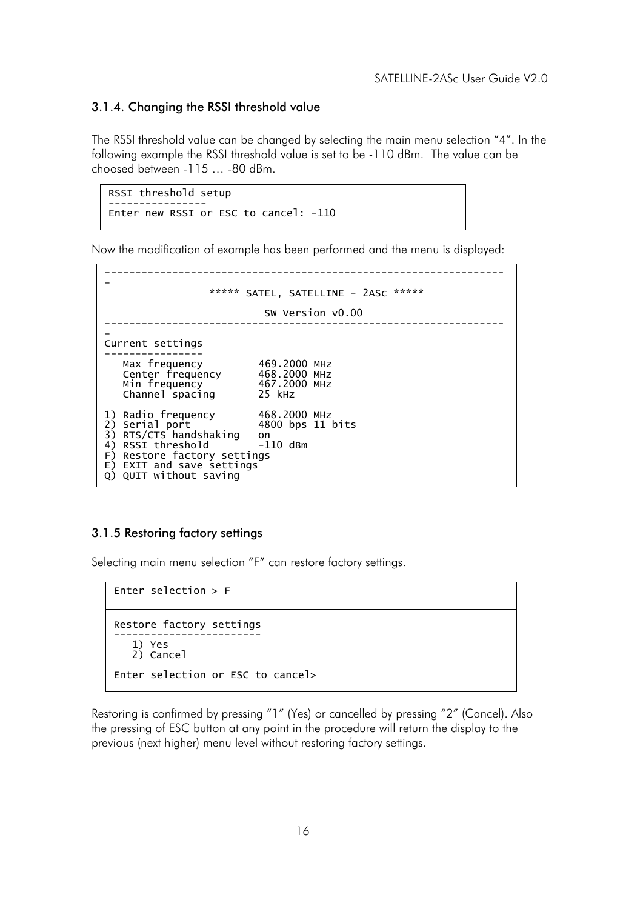### 3.1.4. Changing the RSSI threshold value

The RSSI threshold value can be changed by selecting the main menu selection "4". In the following example the RSSI threshold value is set to be -110 dBm. The value can be choosed between -115 … -80 dBm.

```
RSSI threshold setup
----------------
Enter new RSSI or ESC to cancel: -110
```

Now the modification of example has been performed and the menu is displayed:

```
----------------------------------------------------------------
-
                 ***** SATEL, SATELLINE - 2ASc *****

                          SW Version v0.00
----------------------------------------------------------------
-
Current settings
----------------
   Max frequency         469.2000 MHz
   Center frequency      468.2000 MHz
   Min frequency         467.2000 MHz
   Channel spacing       25 kHz

1) Radio frequency       468.2000 MHz
2) Serial port           4800 bps 11 bits
3) RTS/CTS handshaking   on
4) RSSI threshold        -110 dBm
F) Restore factory settings
E) EXIT and save settings
Q) QUIT without saving
```

### 3.1.5 Restoring factory settings

Selecting main menu selection "F" can restore factory settings.

```
Enter selection > F

Restore factory settings
------------------------
   1) Yes
   2) Cancel

Enter selection or ESC to cancel>
```

Restoring is confirmed by pressing "1" (Yes) or cancelled by pressing "2" (Cancel). Also the pressing of ESC button at any point in the procedure will return the display to the previous (next higher) menu level without restoring factory settings.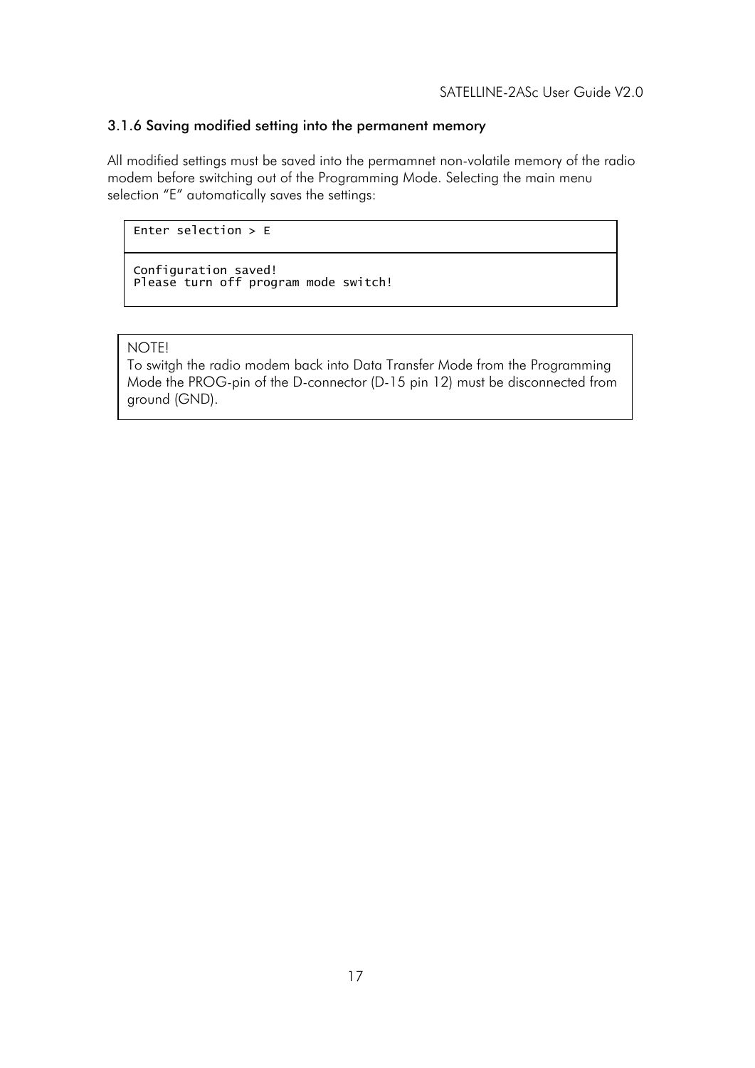### 3.1.6 Saving modified setting into the permanent memory

All modified settings must be saved into the permamnet non-volatile memory of the radio modem before switching out of the Programming Mode. Selecting the main menu selection "E" automatically saves the settings:

```
Enter selection > E
```

```
Configuration saved!
Please turn off program mode switch!
```

NOTE!
To switgh the radio modem back into Data Transfer Mode from the Programming Mode the PROG-pin of the D-connector (D-15 pin 12) must be disconnected from ground (GND).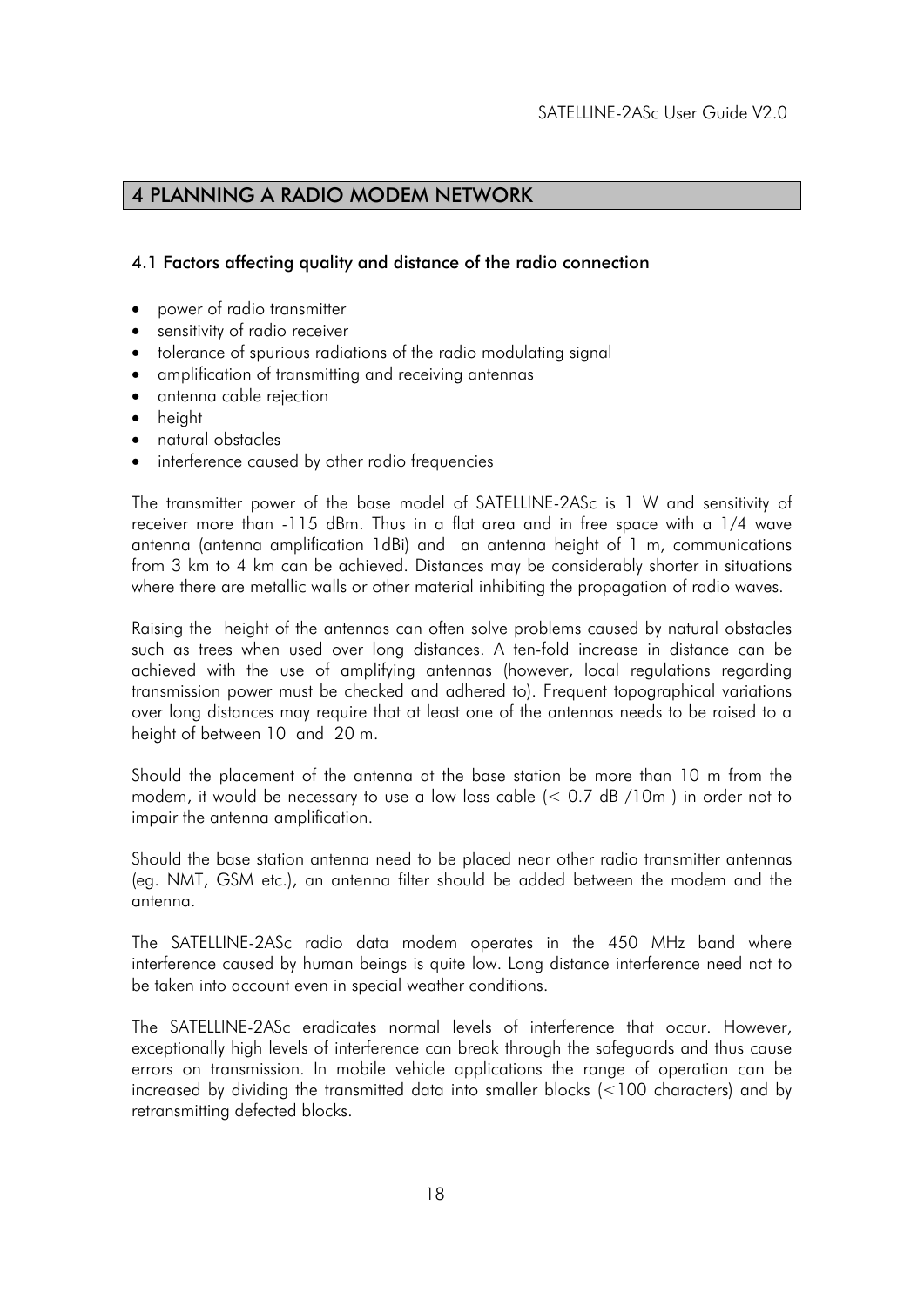## 4 PLANNING A RADIO MODEM NETWORK

### 4.1 Factors affecting quality and distance of the radio connection

- power of radio transmitter
- sensitivity of radio receiver
- tolerance of spurious radiations of the radio modulating signal
- amplification of transmitting and receiving antennas
- antenna cable rejection
- height
- natural obstacles
- interference caused by other radio frequencies

The transmitter power of the base model of SATELLINE-2ASc is 1 W and sensitivity of receiver more than -115 dBm. Thus in a flat area and in free space with a 1/4 wave antenna (antenna amplification 1dBi) and an antenna height of 1 m, communications from 3 km to 4 km can be achieved. Distances may be considerably shorter in situations where there are metallic walls or other material inhibiting the propagation of radio waves.

Raising the height of the antennas can often solve problems caused by natural obstacles such as trees when used over long distances. A ten-fold increase in distance can be achieved with the use of amplifying antennas (however, local regulations regarding transmission power must be checked and adhered to). Frequent topographical variations over long distances may require that at least one of the antennas needs to be raised to a height of between 10 and 20 m.

Should the placement of the antenna at the base station be more than 10 m from the modem, it would be necessary to use a low loss cable (< 0.7 dB /10m ) in order not to impair the antenna amplification.

Should the base station antenna need to be placed near other radio transmitter antennas (eg. NMT, GSM etc.), an antenna filter should be added between the modem and the antenna.

The SATELLINE-2ASc radio data modem operates in the 450 MHz band where interference caused by human beings is quite low. Long distance interference need not to be taken into account even in special weather conditions.

The SATELLINE-2ASc eradicates normal levels of interference that occur. However, exceptionally high levels of interference can break through the safeguards and thus cause errors on transmission. In mobile vehicle applications the range of operation can be increased by dividing the transmitted data into smaller blocks (<100 characters) and by retransmitting defected blocks.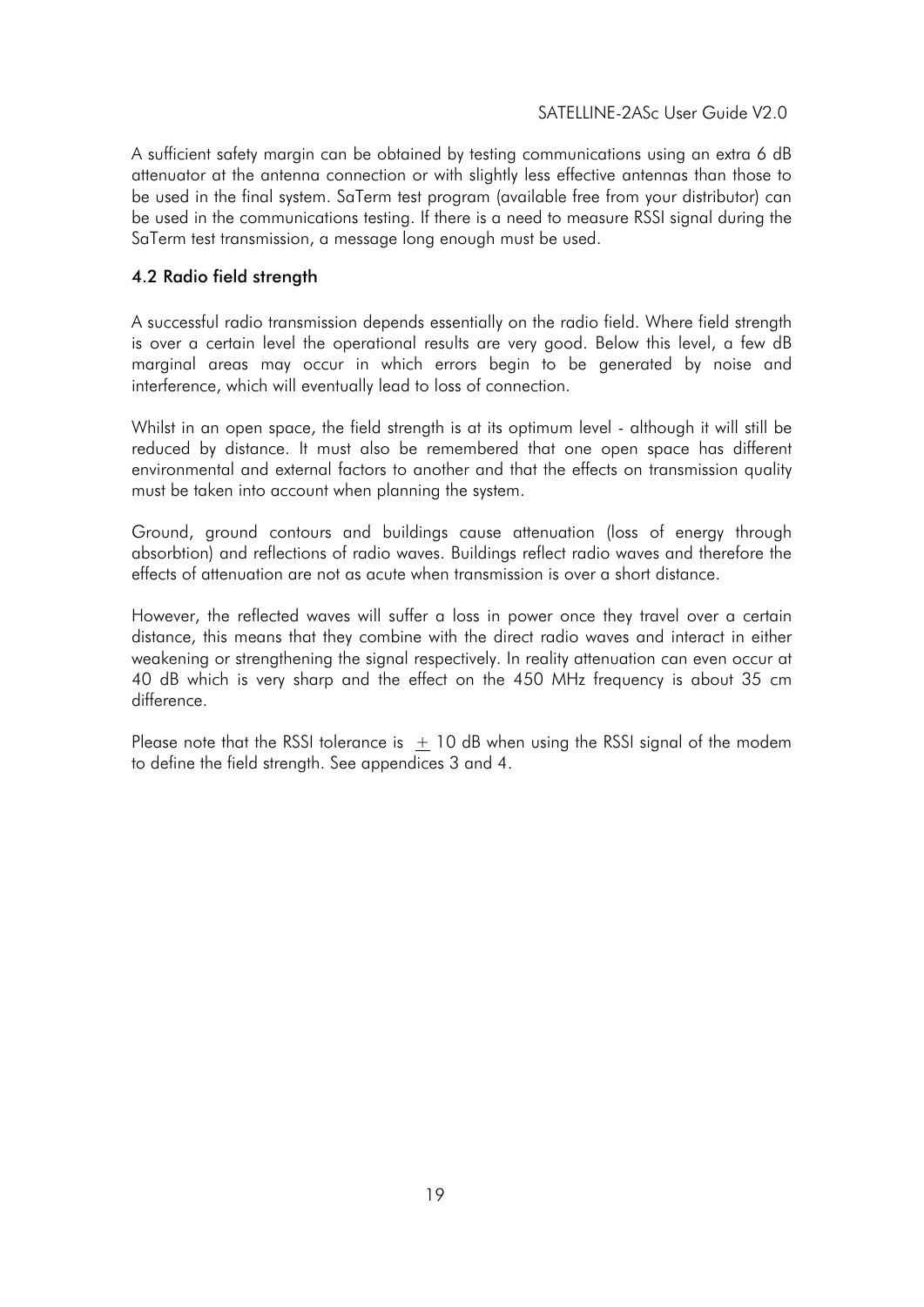A sufficient safety margin can be obtained by testing communications using an extra 6 dB attenuator at the antenna connection or with slightly less effective antennas than those to be used in the final system. SaTerm test program (available free from your distributor) can be used in the communications testing. If there is a need to measure RSSI signal during the SaTerm test transmission, a message long enough must be used.

### 4.2 Radio field strength

A successful radio transmission depends essentially on the radio field. Where field strength is over a certain level the operational results are very good. Below this level, a few dB marginal areas may occur in which errors begin to be generated by noise and interference, which will eventually lead to loss of connection.

Whilst in an open space, the field strength is at its optimum level - although it will still be reduced by distance. It must also be remembered that one open space has different environmental and external factors to another and that the effects on transmission quality must be taken into account when planning the system.

Ground, ground contours and buildings cause attenuation (loss of energy through absorbtion) and reflections of radio waves. Buildings reflect radio waves and therefore the effects of attenuation are not as acute when transmission is over a short distance.

However, the reflected waves will suffer a loss in power once they travel over a certain distance, this means that they combine with the direct radio waves and interact in either weakening or strengthening the signal respectively. In reality attenuation can even occur at 40 dB which is very sharp and the effect on the 450 MHz frequency is about 35 cm difference.

Please note that the RSSI tolerance is $\pm$ 10 dB when using the RSSI signal of the modem to define the field strength. See appendices 3 and 4.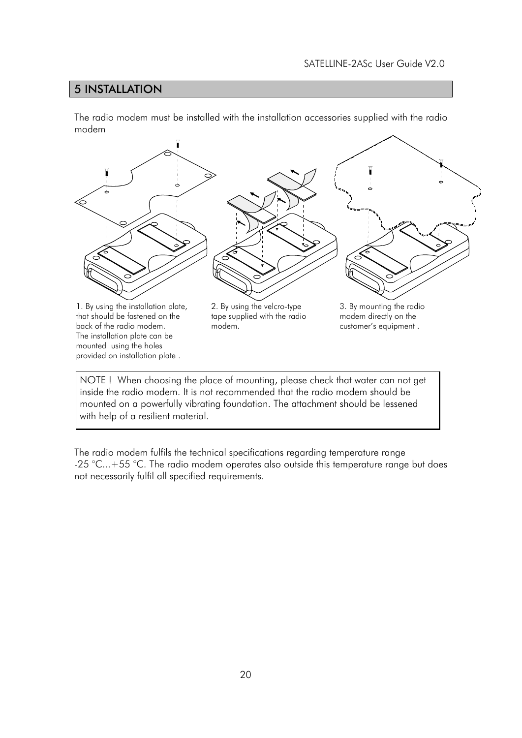## 5 INSTALLATION

The radio modem must be installed with the installation accessories supplied with the radio modem

1. By using the installation plate, that should be fastened on the back of the radio modem. The installation plate can be mounted using the holes provided on installation plate .

2. By using the velcro-type tape supplied with the radio modem.

3. By mounting the radio modem directly on the customer's equipment .

> NOTE ! When choosing the place of mounting, please check that water can not get inside the radio modem. It is not recommended that the radio modem should be mounted on a powerfully vibrating foundation. The attachment should be lessened with help of a resilient material.

The radio modem fulfils the technical specifications regarding temperature range -25 °C...+55 °C. The radio modem operates also outside this temperature range but does not necessarily fulfil all specified requirements.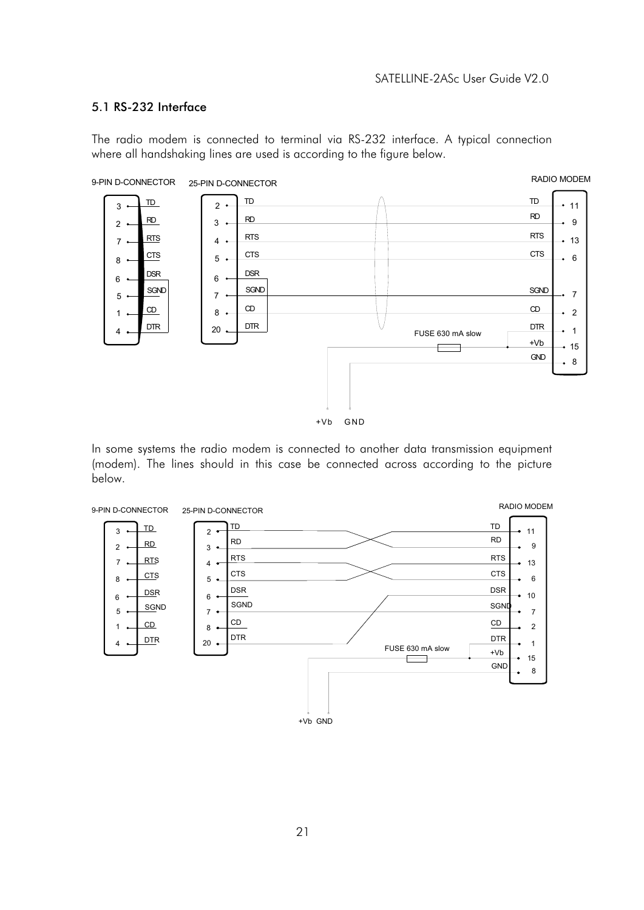## 5.1 RS-232 Interface

The radio modem is connected to terminal via RS-232 interface. A typical connection where all handshaking lines are used is according to the figure below.

In some systems the radio modem is connected to another data transmission equipment (modem). The lines should in this case be connected across according to the picture below.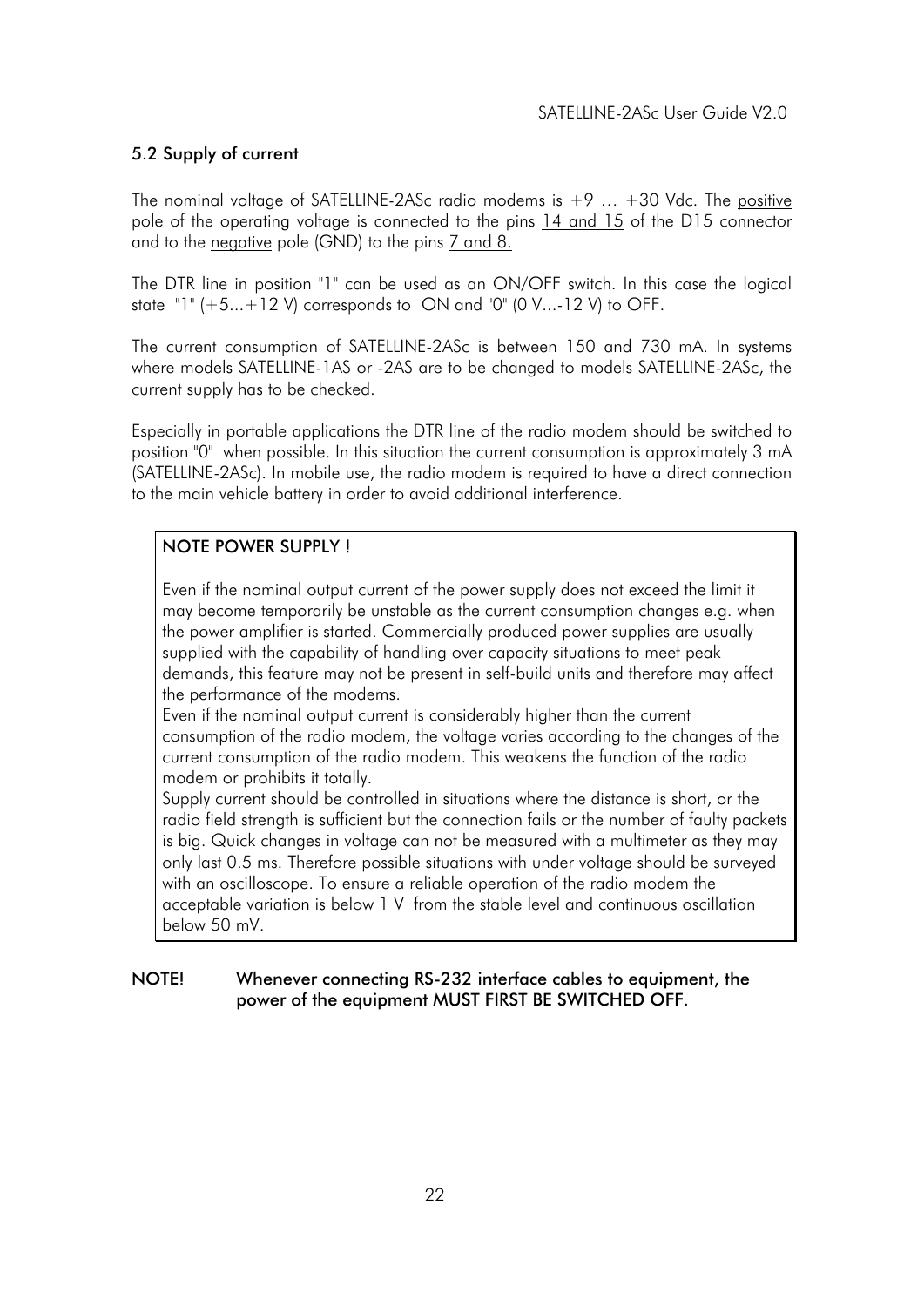## 5.2 Supply of current

The nominal voltage of SATELLINE-2ASc radio modems is +9 … +30 Vdc. The <u>positive</u> pole of the operating voltage is connected to the pins <u>14 and 15</u> of the D15 connector and to the <u>negative</u> pole (GND) to the pins <u>7 and 8.</u>

The DTR line in position "1" can be used as an ON/OFF switch. In this case the logical state "1" (+5...+12 V) corresponds to ON and "0" (0 V...-12 V) to OFF.

The current consumption of SATELLINE-2ASc is between 150 and 730 mA. In systems where models SATELLINE-1AS or -2AS are to be changed to models SATELLINE-2ASc, the current supply has to be checked.

Especially in portable applications the DTR line of the radio modem should be switched to position "0" when possible. In this situation the current consumption is approximately 3 mA (SATELLINE-2ASc). In mobile use, the radio modem is required to have a direct connection to the main vehicle battery in order to avoid additional interference.

**NOTE POWER SUPPLY !**

Even if the nominal output current of the power supply does not exceed the limit it may become temporarily be unstable as the current consumption changes e.g. when the power amplifier is started. Commercially produced power supplies are usually supplied with the capability of handling over capacity situations to meet peak demands, this feature may not be present in self-build units and therefore may affect the performance of the modems.
Even if the nominal output current is considerably higher than the current consumption of the radio modem, the voltage varies according to the changes of the current consumption of the radio modem. This weakens the function of the radio modem or prohibits it totally.
Supply current should be controlled in situations where the distance is short, or the radio field strength is sufficient but the connection fails or the number of faulty packets is big. Quick changes in voltage can not be measured with a multimeter as they may only last 0.5 ms. Therefore possible situations with under voltage should be surveyed with an oscilloscope. To ensure a reliable operation of the radio modem the acceptable variation is below 1 V from the stable level and continuous oscillation below 50 mV.

**NOTE! Whenever connecting RS-232 interface cables to equipment, the power of the equipment MUST FIRST BE SWITCHED OFF.**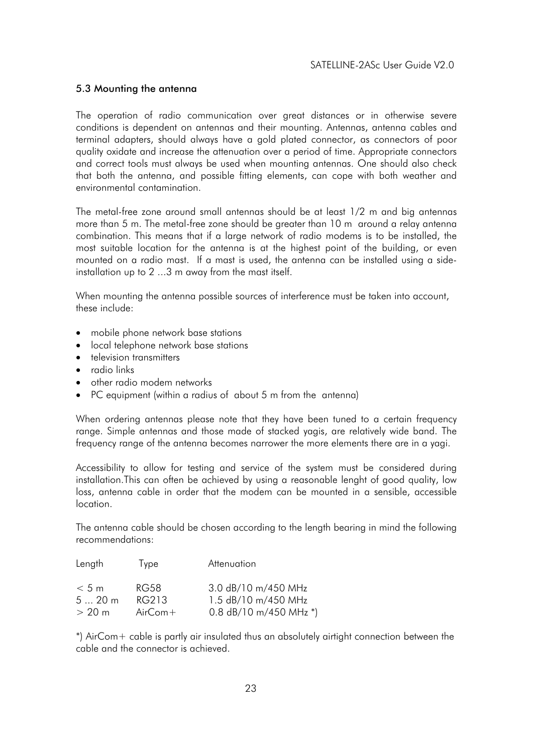## 5.3 Mounting the antenna

The operation of radio communication over great distances or in otherwise severe conditions is dependent on antennas and their mounting. Antennas, antenna cables and terminal adapters, should always have a gold plated connector, as connectors of poor quality oxidate and increase the attenuation over a period of time. Appropriate connectors and correct tools must always be used when mounting antennas. One should also check that both the antenna, and possible fitting elements, can cope with both weather and environmental contamination.

The metal-free zone around small antennas should be at least 1/2 m and big antennas more than 5 m. The metal-free zone should be greater than 10 m around a relay antenna combination. This means that if a large network of radio modems is to be installed, the most suitable location for the antenna is at the highest point of the building, or even mounted on a radio mast. If a mast is used, the antenna can be installed using a side-installation up to 2 ...3 m away from the mast itself.

When mounting the antenna possible sources of interference must be taken into account, these include:

- mobile phone network base stations
- local telephone network base stations
- television transmitters
- radio links
- other radio modem networks
- PC equipment (within a radius of about 5 m from the antenna)

When ordering antennas please note that they have been tuned to a certain frequency range. Simple antennas and those made of stacked yagis, are relatively wide band. The frequency range of the antenna becomes narrower the more elements there are in a yagi.

Accessibility to allow for testing and service of the system must be considered during installation.This can often be achieved by using a reasonable lenght of good quality, low loss, antenna cable in order that the modem can be mounted in a sensible, accessible location.

The antenna cable should be chosen according to the length bearing in mind the following recommendations:

| Length | Type | Attenuation |
|---|---|---|
| < 5 m | RG58 | 3.0 dB/10 m/450 MHz |
| 5 ... 20 m | RG213 | 1.5 dB/10 m/450 MHz |
| > 20 m | AirCom+ | 0.8 dB/10 m/450 MHz *) |

*) AirCom+ cable is partly air insulated thus an absolutely airtight connection between the cable and the connector is achieved.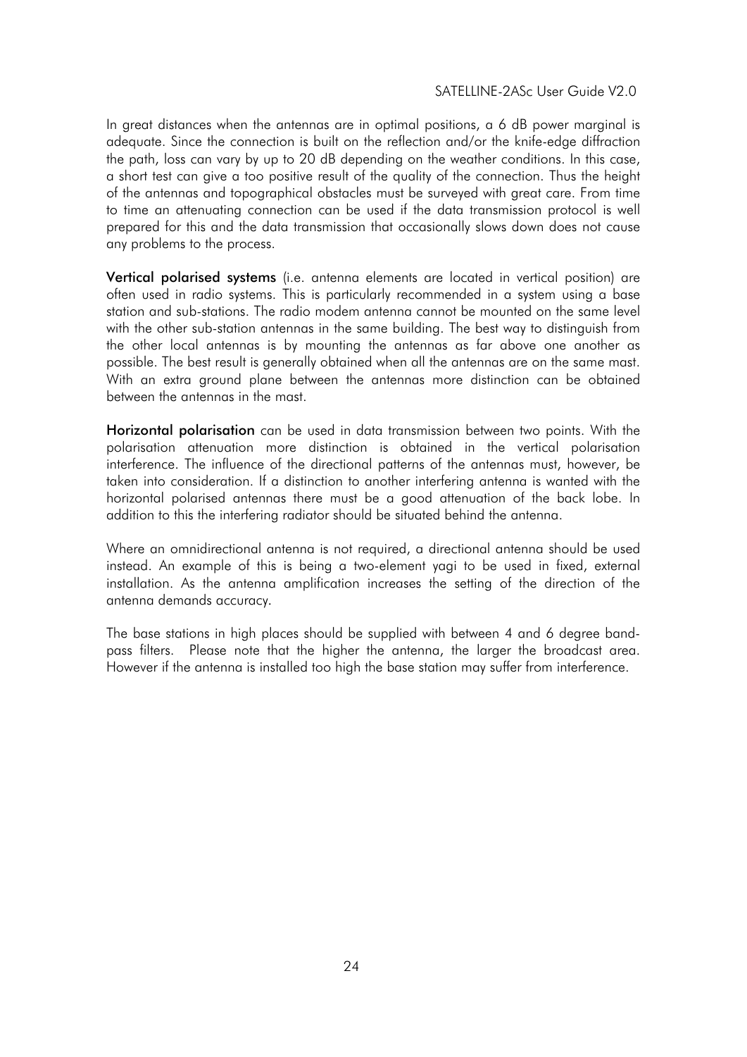In great distances when the antennas are in optimal positions, a 6 dB power marginal is adequate. Since the connection is built on the reflection and/or the knife-edge diffraction the path, loss can vary by up to 20 dB depending on the weather conditions. In this case, a short test can give a too positive result of the quality of the connection. Thus the height of the antennas and topographical obstacles must be surveyed with great care. From time to time an attenuating connection can be used if the data transmission protocol is well prepared for this and the data transmission that occasionally slows down does not cause any problems to the process.

**Vertical polarised systems** (i.e. antenna elements are located in vertical position) are often used in radio systems. This is particularly recommended in a system using a base station and sub-stations. The radio modem antenna cannot be mounted on the same level with the other sub-station antennas in the same building. The best way to distinguish from the other local antennas is by mounting the antennas as far above one another as possible. The best result is generally obtained when all the antennas are on the same mast. With an extra ground plane between the antennas more distinction can be obtained between the antennas in the mast.

**Horizontal polarisation** can be used in data transmission between two points. With the polarisation attenuation more distinction is obtained in the vertical polarisation interference. The influence of the directional patterns of the antennas must, however, be taken into consideration. If a distinction to another interfering antenna is wanted with the horizontal polarised antennas there must be a good attenuation of the back lobe. In addition to this the interfering radiator should be situated behind the antenna.

Where an omnidirectional antenna is not required, a directional antenna should be used instead. An example of this is being a two-element yagi to be used in fixed, external installation. As the antenna amplification increases the setting of the direction of the antenna demands accuracy.

The base stations in high places should be supplied with between 4 and 6 degree band-pass filters. Please note that the higher the antenna, the larger the broadcast area. However if the antenna is installed too high the base station may suffer from interference.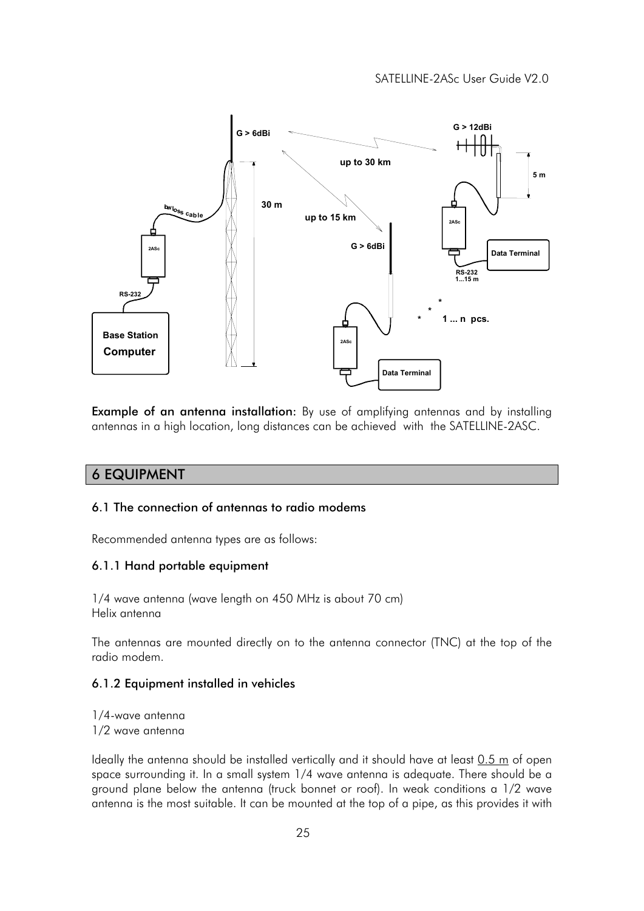**Example of an antenna installation:** By use of amplifying antennas and by installing antennas in a high location, long distances can be achieved with the SATELLINE-2ASC.

## 6 EQUIPMENT

### 6.1 The connection of antennas to radio modems

Recommended antenna types are as follows:

#### 6.1.1 Hand portable equipment

1/4 wave antenna (wave length on 450 MHz is about 70 cm)
Helix antenna

The antennas are mounted directly on to the antenna connector (TNC) at the top of the radio modem.

#### 6.1.2 Equipment installed in vehicles

1/4-wave antenna
1/2 wave antenna

Ideally the antenna should be installed vertically and it should have at least 0.5 m of open space surrounding it. In a small system 1/4 wave antenna is adequate. There should be a ground plane below the antenna (truck bonnet or roof). In weak conditions a 1/2 wave antenna is the most suitable. It can be mounted at the top of a pipe, as this provides it with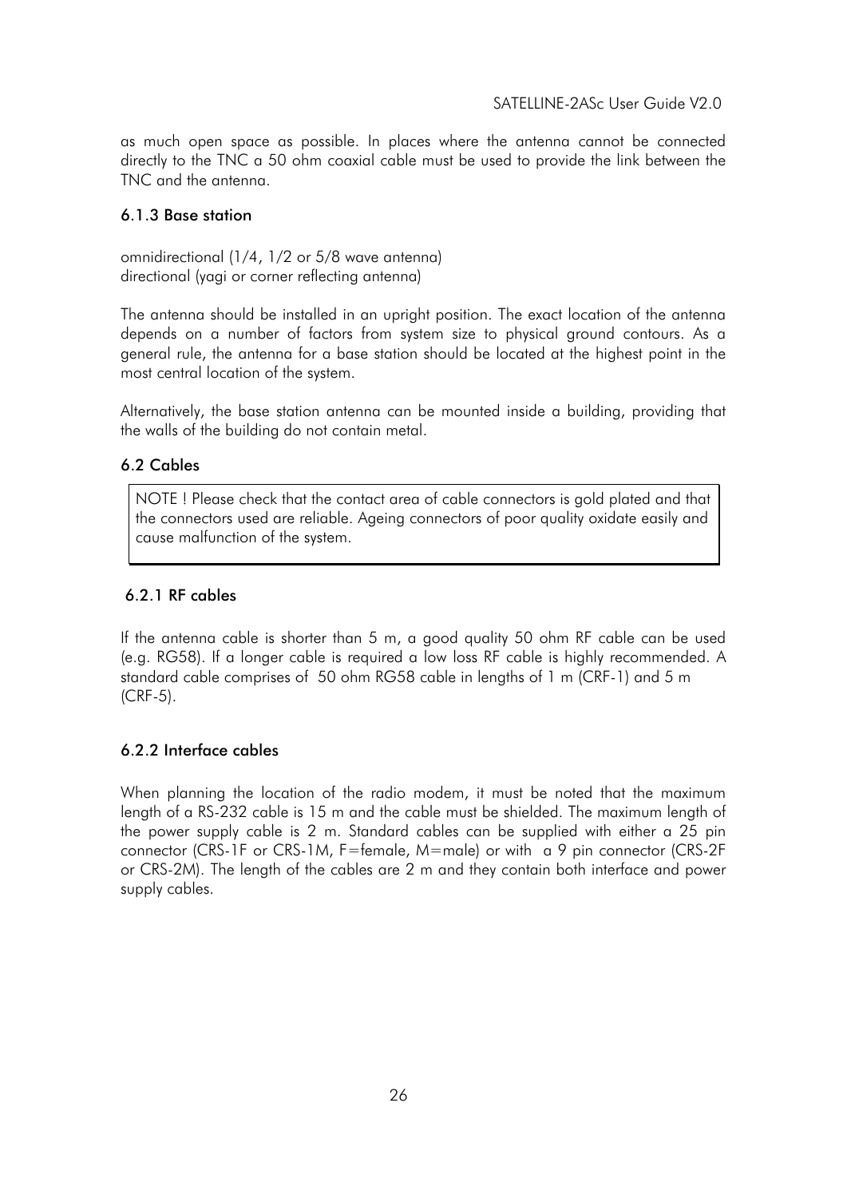as much open space as possible. In places where the antenna cannot be connected directly to the TNC a 50 ohm coaxial cable must be used to provide the link between the TNC and the antenna.

### 6.1.3 Base station

omnidirectional (1/4, 1/2 or 5/8 wave antenna)
directional (yagi or corner reflecting antenna)

The antenna should be installed in an upright position. The exact location of the antenna depends on a number of factors from system size to physical ground contours. As a general rule, the antenna for a base station should be located at the highest point in the most central location of the system.

Alternatively, the base station antenna can be mounted inside a building, providing that the walls of the building do not contain metal.

## 6.2 Cables

> NOTE ! Please check that the contact area of cable connectors is gold plated and that the connectors used are reliable. Ageing connectors of poor quality oxidate easily and cause malfunction of the system.

### 6.2.1 RF cables

If the antenna cable is shorter than 5 m, a good quality 50 ohm RF cable can be used (e.g. RG58). If a longer cable is required a low loss RF cable is highly recommended. A standard cable comprises of 50 ohm RG58 cable in lengths of 1 m (CRF-1) and 5 m (CRF-5).

### 6.2.2 Interface cables

When planning the location of the radio modem, it must be noted that the maximum length of a RS-232 cable is 15 m and the cable must be shielded. The maximum length of the power supply cable is 2 m. Standard cables can be supplied with either a 25 pin connector (CRS-1F or CRS-1M, F=female, M=male) or with a 9 pin connector (CRS-2F or CRS-2M). The length of the cables are 2 m and they contain both interface and power supply cables.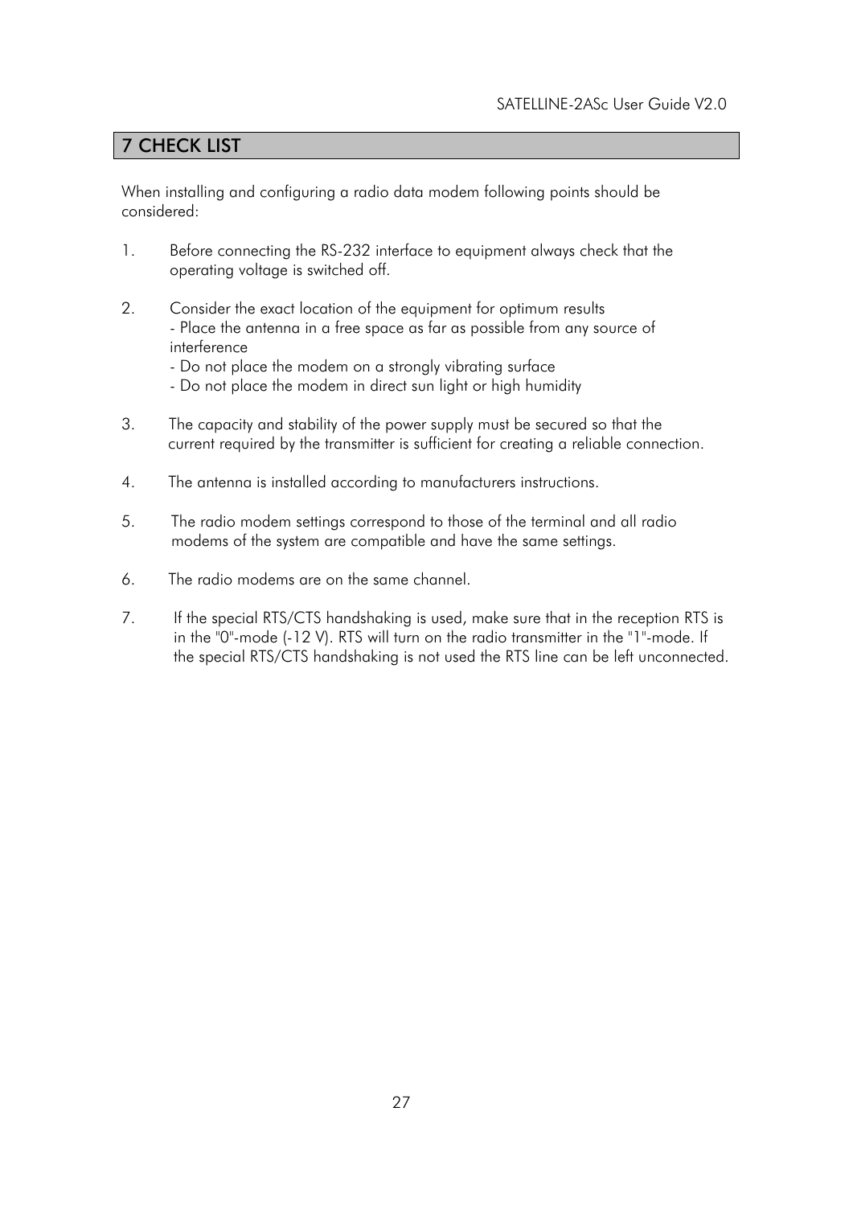# 7 CHECK LIST

When installing and configuring a radio data modem following points should be considered:

1. Before connecting the RS-232 interface to equipment always check that the operating voltage is switched off.

2. Consider the exact location of the equipment for optimum results
   - Place the antenna in a free space as far as possible from any source of interference
   - Do not place the modem on a strongly vibrating surface
   - Do not place the modem in direct sun light or high humidity

3. The capacity and stability of the power supply must be secured so that the current required by the transmitter is sufficient for creating a reliable connection.

4. The antenna is installed according to manufacturers instructions.

5. The radio modem settings correspond to those of the terminal and all radio modems of the system are compatible and have the same settings.

6. The radio modems are on the same channel.

7. If the special RTS/CTS handshaking is used, make sure that in the reception RTS is in the "0"-mode (-12 V). RTS will turn on the radio transmitter in the "1"-mode. If the special RTS/CTS handshaking is not used the RTS line can be left unconnected.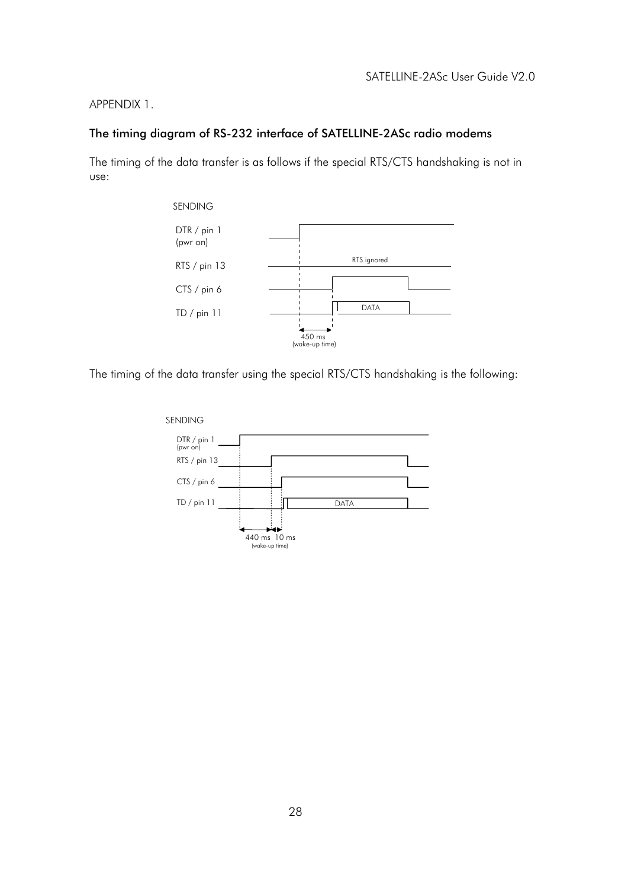APPENDIX 1.

## The timing diagram of RS-232 interface of SATELLINE-2ASc radio modems

The timing of the data transfer is as follows if the special RTS/CTS handshaking is not in use:

SENDING

DTR / pin 1 (pwr on)

RTS / pin 13 — RTS ignored

CTS / pin 6

TD / pin 11 — DATA

450 ms (wake-up time)

The timing of the data transfer using the special RTS/CTS handshaking is the following:

SENDING

DTR / pin 1 (pwr on)

RTS / pin 13

CTS / pin 6

TD / pin 11 — DATA

440 ms 10 ms (wake-up time)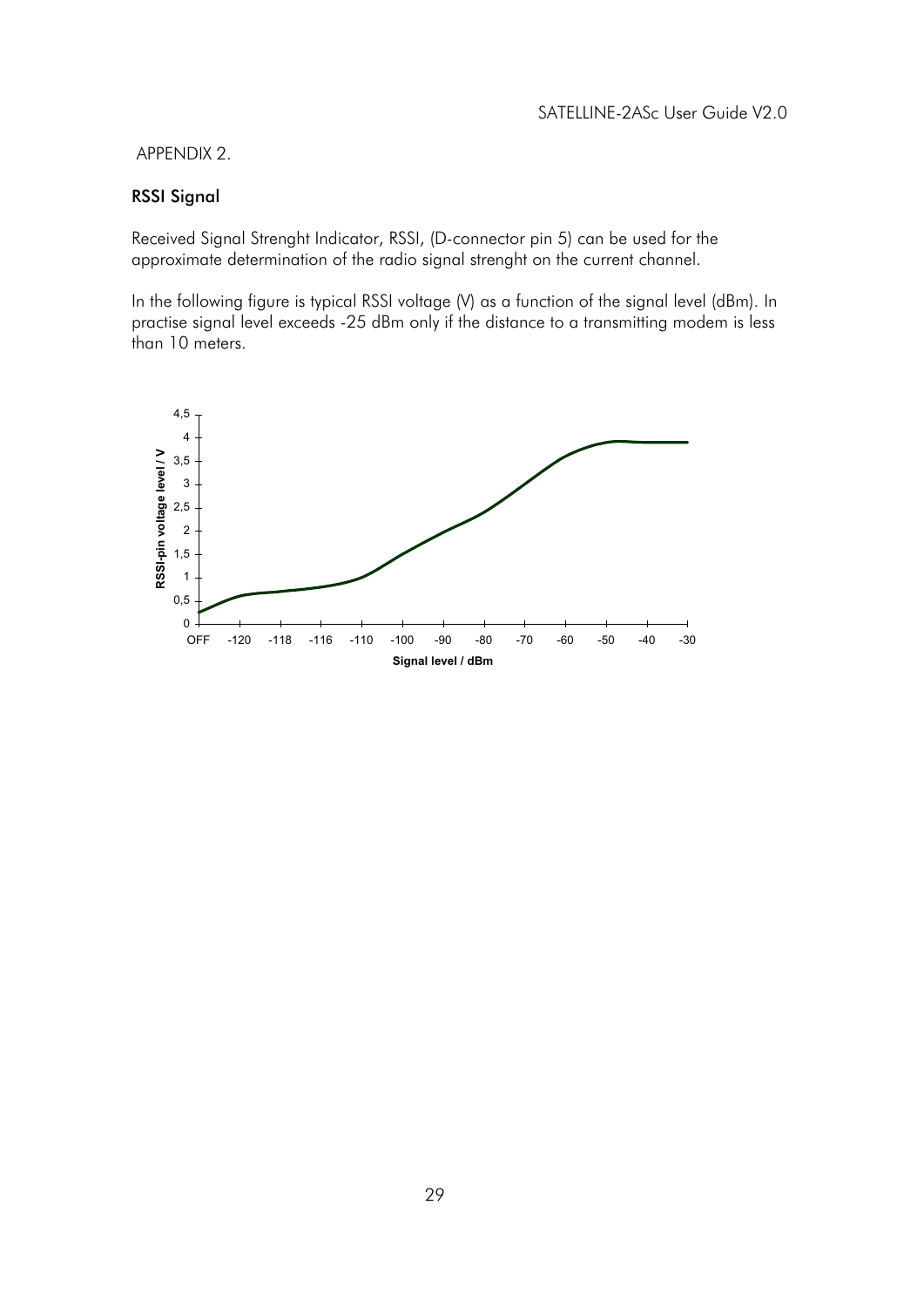APPENDIX 2.

## RSSI Signal

Received Signal Strenght Indicator, RSSI, (D-connector pin 5) can be used for the approximate determination of the radio signal strenght on the current channel.

In the following figure is typical RSSI voltage (V) as a function of the signal level (dBm). In practise signal level exceeds -25 dBm only if the distance to a transmitting modem is less than 10 meters.

RSSI-pin voltage level / V

4,5
4
3,5
3
2,5
2
1,5
1
0,5
0

OFF -120 -118 -116 -110 -100 -90 -80 -70 -60 -50 -40 -30

Signal level / dBm